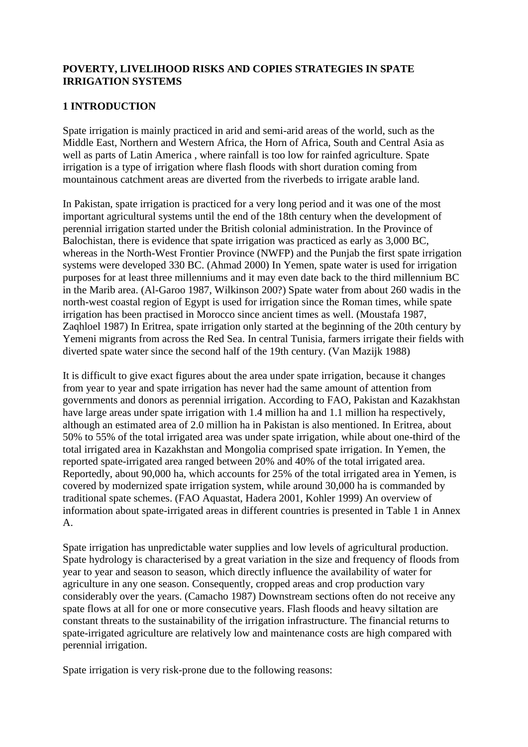**POVERTY, LIVELIHOOD RISKS AND COPIES STRATEGIES IN SPATE IRRIGATION SYSTEMS**

## 1 INTRODUCTION

Spate irrigation is mainly practiced in arid and semi-arid areas of the world, such as the Middle East, Northern and Western Africa, the Horn of Africa, South and Central Asia as well as parts of Latin America , where rainfall is too low for rainfed agriculture. Spate irrigation is a type of irrigation where flash floods with short duration coming from mountainous catchment areas are diverted from the riverbeds to irrigate arable land.

In Pakistan, spate irrigation is practiced for a very long period and it was one of the most important agricultural systems until the end of the 18th century when the development of perennial irrigation started under the British colonial administration. In the Province of Balochistan, there is evidence that spate irrigation was practiced as early as 3,000 BC, whereas in the North-West Frontier Province (NWFP) and the Punjab the first spate irrigation systems were developed 330 BC. (Ahmad 2000) In Yemen, spate water is used for irrigation purposes for at least three millenniums and it may even date back to the third millennium BC in the Marib area. (Al-Garoo 1987, Wilkinson 200?) Spate water from about 260 wadis in the north-west coastal region of Egypt is used for irrigation since the Roman times, while spate irrigation has been practised in Morocco since ancient times as well. (Moustafa 1987, Zaqhloel 1987) In Eritrea, spate irrigation only started at the beginning of the 20th century by Yemeni migrants from across the Red Sea. In central Tunisia, farmers irrigate their fields with diverted spate water since the second half of the 19th century. (Van Mazijk 1988)

It is difficult to give exact figures about the area under spate irrigation, because it changes from year to year and spate irrigation has never had the same amount of attention from governments and donors as perennial irrigation. According to FAO, Pakistan and Kazakhstan have large areas under spate irrigation with 1.4 million ha and 1.1 million ha respectively, although an estimated area of 2.0 million ha in Pakistan is also mentioned. In Eritrea, about 50% to 55% of the total irrigated area was under spate irrigation, while about one-third of the total irrigated area in Kazakhstan and Mongolia comprised spate irrigation. In Yemen, the reported spate-irrigated area ranged between 20% and 40% of the total irrigated area. Reportedly, about 90,000 ha, which accounts for 25% of the total irrigated area in Yemen, is covered by modernized spate irrigation system, while around 30,000 ha is commanded by traditional spate schemes. (FAO Aquastat, Hadera 2001, Kohler 1999) An overview of information about spate-irrigated areas in different countries is presented in Table 1 in Annex A.

Spate irrigation has unpredictable water supplies and low levels of agricultural production. Spate hydrology is characterised by a great variation in the size and frequency of floods from year to year and season to season, which directly influence the availability of water for agriculture in any one season. Consequently, cropped areas and crop production vary considerably over the years. (Camacho 1987) Downstream sections often do not receive any spate flows at all for one or more consecutive years. Flash floods and heavy siltation are constant threats to the sustainability of the irrigation infrastructure. The financial returns to spate-irrigated agriculture are relatively low and maintenance costs are high compared with perennial irrigation.

Spate irrigation is very risk-prone due to the following reasons: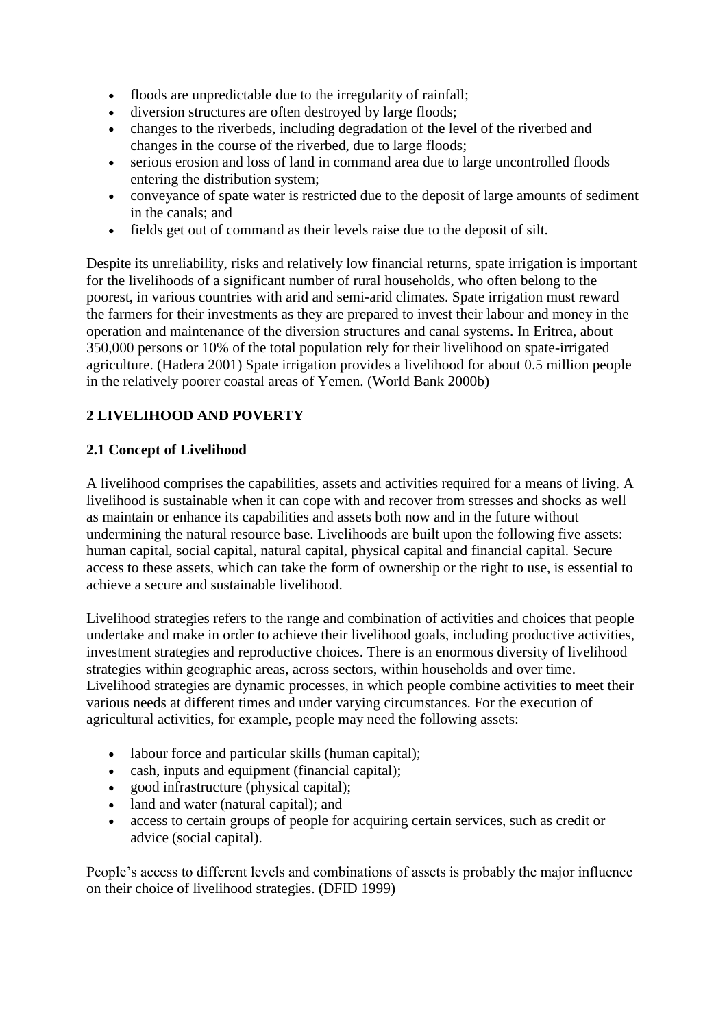- floods are unpredictable due to the irregularity of rainfall;
- diversion structures are often destroyed by large floods;
- changes to the riverbeds, including degradation of the level of the riverbed and changes in the course of the riverbed, due to large floods;
- serious erosion and loss of land in command area due to large uncontrolled floods entering the distribution system;
- conveyance of spate water is restricted due to the deposit of large amounts of sediment in the canals; and
- fields get out of command as their levels raise due to the deposit of silt.

Despite its unreliability, risks and relatively low financial returns, spate irrigation is important for the livelihoods of a significant number of rural households, who often belong to the poorest, in various countries with arid and semi-arid climates. Spate irrigation must reward the farmers for their investments as they are prepared to invest their labour and money in the operation and maintenance of the diversion structures and canal systems. In Eritrea, about 350,000 persons or 10% of the total population rely for their livelihood on spate-irrigated agriculture. (Hadera 2001) Spate irrigation provides a livelihood for about 0.5 million people in the relatively poorer coastal areas of Yemen. (World Bank 2000b)

## 2 LIVELIHOOD AND POVERTY

### 2.1 Concept of Livelihood

A livelihood comprises the capabilities, assets and activities required for a means of living. A livelihood is sustainable when it can cope with and recover from stresses and shocks as well as maintain or enhance its capabilities and assets both now and in the future without undermining the natural resource base. Livelihoods are built upon the following five assets: human capital, social capital, natural capital, physical capital and financial capital. Secure access to these assets, which can take the form of ownership or the right to use, is essential to achieve a secure and sustainable livelihood.

Livelihood strategies refers to the range and combination of activities and choices that people undertake and make in order to achieve their livelihood goals, including productive activities, investment strategies and reproductive choices. There is an enormous diversity of livelihood strategies within geographic areas, across sectors, within households and over time. Livelihood strategies are dynamic processes, in which people combine activities to meet their various needs at different times and under varying circumstances. For the execution of agricultural activities, for example, people may need the following assets:

- labour force and particular skills (human capital);
- cash, inputs and equipment (financial capital);
- good infrastructure (physical capital);
- land and water (natural capital); and
- access to certain groups of people for acquiring certain services, such as credit or advice (social capital).

People's access to different levels and combinations of assets is probably the major influence on their choice of livelihood strategies. (DFID 1999)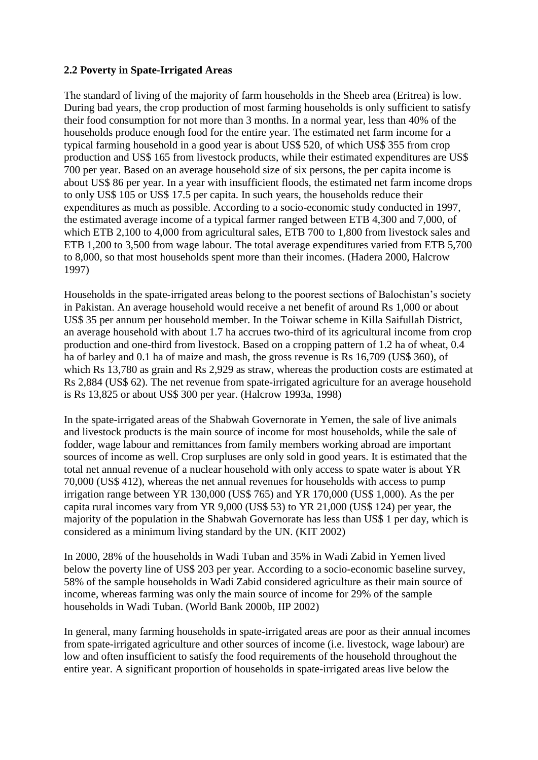### 2.2 Poverty in Spate-Irrigated Areas

The standard of living of the majority of farm households in the Sheeb area (Eritrea) is low. During bad years, the crop production of most farming households is only sufficient to satisfy their food consumption for not more than 3 months. In a normal year, less than 40% of the households produce enough food for the entire year. The estimated net farm income for a typical farming household in a good year is about US$ 520, of which US$ 355 from crop production and US$ 165 from livestock products, while their estimated expenditures are US$ 700 per year. Based on an average household size of six persons, the per capita income is about US$ 86 per year. In a year with insufficient floods, the estimated net farm income drops to only US$ 105 or US$ 17.5 per capita. In such years, the households reduce their expenditures as much as possible. According to a socio-economic study conducted in 1997, the estimated average income of a typical farmer ranged between ETB 4,300 and 7,000, of which ETB 2,100 to 4,000 from agricultural sales, ETB 700 to 1,800 from livestock sales and ETB 1,200 to 3,500 from wage labour. The total average expenditures varied from ETB 5,700 to 8,000, so that most households spent more than their incomes. (Hadera 2000, Halcrow 1997)

Households in the spate-irrigated areas belong to the poorest sections of Balochistan's society in Pakistan. An average household would receive a net benefit of around Rs 1,000 or about US$ 35 per annum per household member. In the Toiwar scheme in Killa Saifullah District, an average household with about 1.7 ha accrues two-third of its agricultural income from crop production and one-third from livestock. Based on a cropping pattern of 1.2 ha of wheat, 0.4 ha of barley and 0.1 ha of maize and mash, the gross revenue is Rs 16,709 (US$ 360), of which Rs 13,780 as grain and Rs 2,929 as straw, whereas the production costs are estimated at Rs 2,884 (US$ 62). The net revenue from spate-irrigated agriculture for an average household is Rs 13,825 or about US$ 300 per year. (Halcrow 1993a, 1998)

In the spate-irrigated areas of the Shabwah Governorate in Yemen, the sale of live animals and livestock products is the main source of income for most households, while the sale of fodder, wage labour and remittances from family members working abroad are important sources of income as well. Crop surpluses are only sold in good years. It is estimated that the total net annual revenue of a nuclear household with only access to spate water is about YR 70,000 (US$ 412), whereas the net annual revenues for households with access to pump irrigation range between YR 130,000 (US$ 765) and YR 170,000 (US$ 1,000). As the per capita rural incomes vary from YR 9,000 (US$ 53) to YR 21,000 (US$ 124) per year, the majority of the population in the Shabwah Governorate has less than US$ 1 per day, which is considered as a minimum living standard by the UN. (KIT 2002)

In 2000, 28% of the households in Wadi Tuban and 35% in Wadi Zabid in Yemen lived below the poverty line of US$ 203 per year. According to a socio-economic baseline survey, 58% of the sample households in Wadi Zabid considered agriculture as their main source of income, whereas farming was only the main source of income for 29% of the sample households in Wadi Tuban. (World Bank 2000b, IIP 2002)

In general, many farming households in spate-irrigated areas are poor as their annual incomes from spate-irrigated agriculture and other sources of income (i.e. livestock, wage labour) are low and often insufficient to satisfy the food requirements of the household throughout the entire year. A significant proportion of households in spate-irrigated areas live below the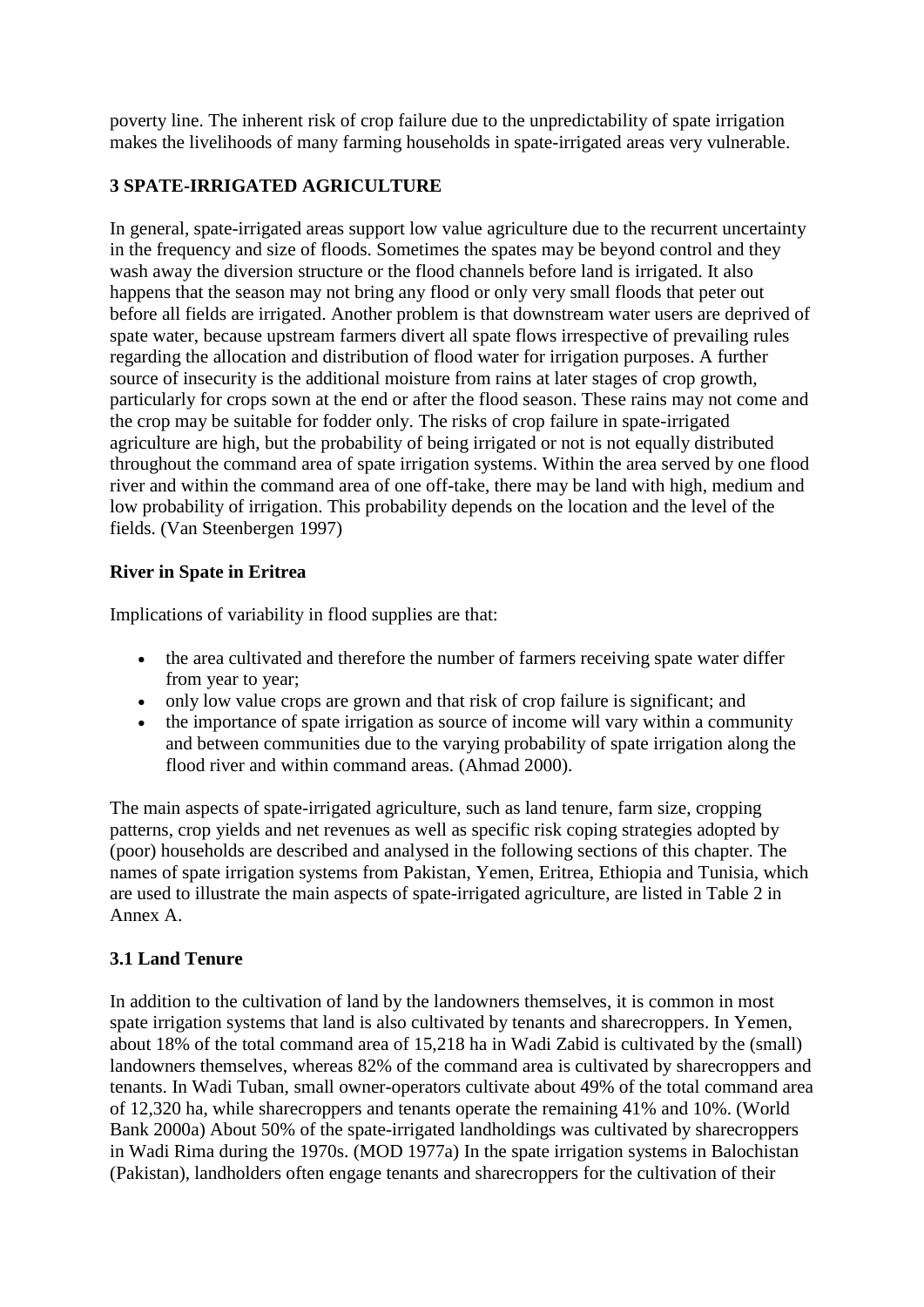poverty line. The inherent risk of crop failure due to the unpredictability of spate irrigation makes the livelihoods of many farming households in spate-irrigated areas very vulnerable.

## 3 SPATE-IRRIGATED AGRICULTURE

In general, spate-irrigated areas support low value agriculture due to the recurrent uncertainty in the frequency and size of floods. Sometimes the spates may be beyond control and they wash away the diversion structure or the flood channels before land is irrigated. It also happens that the season may not bring any flood or only very small floods that peter out before all fields are irrigated. Another problem is that downstream water users are deprived of spate water, because upstream farmers divert all spate flows irrespective of prevailing rules regarding the allocation and distribution of flood water for irrigation purposes. A further source of insecurity is the additional moisture from rains at later stages of crop growth, particularly for crops sown at the end or after the flood season. These rains may not come and the crop may be suitable for fodder only. The risks of crop failure in spate-irrigated agriculture are high, but the probability of being irrigated or not is not equally distributed throughout the command area of spate irrigation systems. Within the area served by one flood river and within the command area of one off-take, there may be land with high, medium and low probability of irrigation. This probability depends on the location and the level of the fields. (Van Steenbergen 1997)

**River in Spate in Eritrea**

Implications of variability in flood supplies are that:

- the area cultivated and therefore the number of farmers receiving spate water differ from year to year;
- only low value crops are grown and that risk of crop failure is significant; and
- the importance of spate irrigation as source of income will vary within a community and between communities due to the varying probability of spate irrigation along the flood river and within command areas. (Ahmad 2000).

The main aspects of spate-irrigated agriculture, such as land tenure, farm size, cropping patterns, crop yields and net revenues as well as specific risk coping strategies adopted by (poor) households are described and analysed in the following sections of this chapter. The names of spate irrigation systems from Pakistan, Yemen, Eritrea, Ethiopia and Tunisia, which are used to illustrate the main aspects of spate-irrigated agriculture, are listed in Table 2 in Annex A.

### 3.1 Land Tenure

In addition to the cultivation of land by the landowners themselves, it is common in most spate irrigation systems that land is also cultivated by tenants and sharecroppers. In Yemen, about 18% of the total command area of 15,218 ha in Wadi Zabid is cultivated by the (small) landowners themselves, whereas 82% of the command area is cultivated by sharecroppers and tenants. In Wadi Tuban, small owner-operators cultivate about 49% of the total command area of 12,320 ha, while sharecroppers and tenants operate the remaining 41% and 10%. (World Bank 2000a) About 50% of the spate-irrigated landholdings was cultivated by sharecroppers in Wadi Rima during the 1970s. (MOD 1977a) In the spate irrigation systems in Balochistan (Pakistan), landholders often engage tenants and sharecroppers for the cultivation of their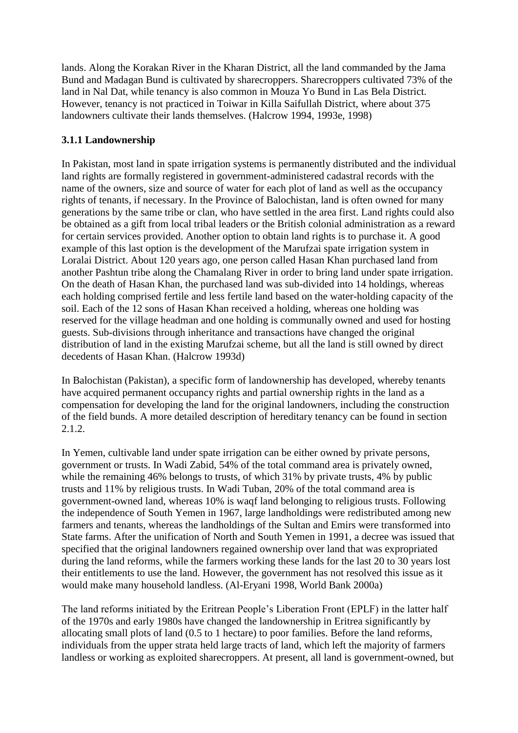lands. Along the Korakan River in the Kharan District, all the land commanded by the Jama Bund and Madagan Bund is cultivated by sharecroppers. Sharecroppers cultivated 73% of the land in Nal Dat, while tenancy is also common in Mouza Yo Bund in Las Bela District. However, tenancy is not practiced in Toiwar in Killa Saifullah District, where about 375 landowners cultivate their lands themselves. (Halcrow 1994, 1993e, 1998)

### 3.1.1 Landownership

In Pakistan, most land in spate irrigation systems is permanently distributed and the individual land rights are formally registered in government-administered cadastral records with the name of the owners, size and source of water for each plot of land as well as the occupancy rights of tenants, if necessary. In the Province of Balochistan, land is often owned for many generations by the same tribe or clan, who have settled in the area first. Land rights could also be obtained as a gift from local tribal leaders or the British colonial administration as a reward for certain services provided. Another option to obtain land rights is to purchase it. A good example of this last option is the development of the Marufzai spate irrigation system in Loralai District. About 120 years ago, one person called Hasan Khan purchased land from another Pashtun tribe along the Chamalang River in order to bring land under spate irrigation. On the death of Hasan Khan, the purchased land was sub-divided into 14 holdings, whereas each holding comprised fertile and less fertile land based on the water-holding capacity of the soil. Each of the 12 sons of Hasan Khan received a holding, whereas one holding was reserved for the village headman and one holding is communally owned and used for hosting guests. Sub-divisions through inheritance and transactions have changed the original distribution of land in the existing Marufzai scheme, but all the land is still owned by direct decedents of Hasan Khan. (Halcrow 1993d)

In Balochistan (Pakistan), a specific form of landownership has developed, whereby tenants have acquired permanent occupancy rights and partial ownership rights in the land as a compensation for developing the land for the original landowners, including the construction of the field bunds. A more detailed description of hereditary tenancy can be found in section 2.1.2.

In Yemen, cultivable land under spate irrigation can be either owned by private persons, government or trusts. In Wadi Zabid, 54% of the total command area is privately owned, while the remaining 46% belongs to trusts, of which 31% by private trusts, 4% by public trusts and 11% by religious trusts. In Wadi Tuban, 20% of the total command area is government-owned land, whereas 10% is waqf land belonging to religious trusts. Following the independence of South Yemen in 1967, large landholdings were redistributed among new farmers and tenants, whereas the landholdings of the Sultan and Emirs were transformed into State farms. After the unification of North and South Yemen in 1991, a decree was issued that specified that the original landowners regained ownership over land that was expropriated during the land reforms, while the farmers working these lands for the last 20 to 30 years lost their entitlements to use the land. However, the government has not resolved this issue as it would make many household landless. (Al-Eryani 1998, World Bank 2000a)

The land reforms initiated by the Eritrean People's Liberation Front (EPLF) in the latter half of the 1970s and early 1980s have changed the landownership in Eritrea significantly by allocating small plots of land (0.5 to 1 hectare) to poor families. Before the land reforms, individuals from the upper strata held large tracts of land, which left the majority of farmers landless or working as exploited sharecroppers. At present, all land is government-owned, but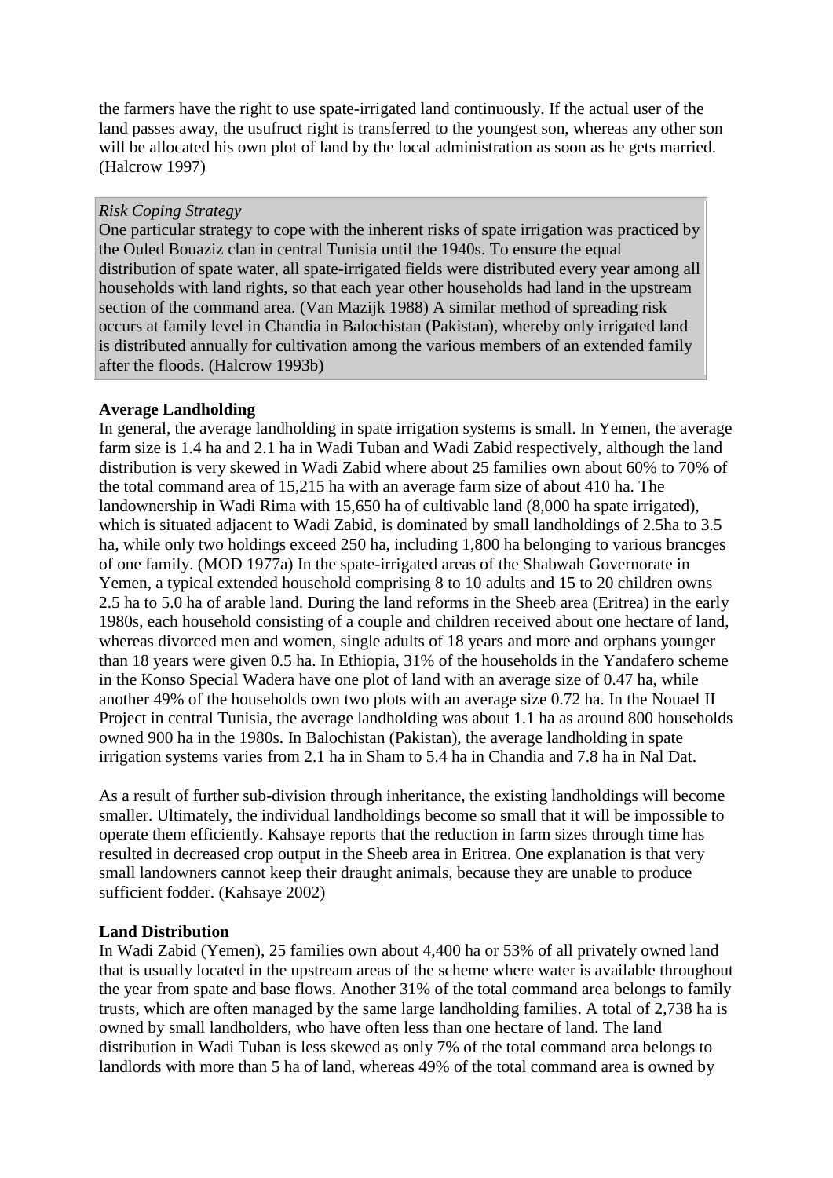the farmers have the right to use spate-irrigated land continuously. If the actual user of the land passes away, the usufruct right is transferred to the youngest son, whereas any other son will be allocated his own plot of land by the local administration as soon as he gets married. (Halcrow 1997)

> *Risk Coping Strategy*
> One particular strategy to cope with the inherent risks of spate irrigation was practiced by the Ouled Bouaziz clan in central Tunisia until the 1940s. To ensure the equal distribution of spate water, all spate-irrigated fields were distributed every year among all households with land rights, so that each year other households had land in the upstream section of the command area. (Van Mazijk 1988) A similar method of spreading risk occurs at family level in Chandia in Balochistan (Pakistan), whereby only irrigated land is distributed annually for cultivation among the various members of an extended family after the floods. (Halcrow 1993b)

**Average Landholding**
In general, the average landholding in spate irrigation systems is small. In Yemen, the average farm size is 1.4 ha and 2.1 ha in Wadi Tuban and Wadi Zabid respectively, although the land distribution is very skewed in Wadi Zabid where about 25 families own about 60% to 70% of the total command area of 15,215 ha with an average farm size of about 410 ha. The landownership in Wadi Rima with 15,650 ha of cultivable land (8,000 ha spate irrigated), which is situated adjacent to Wadi Zabid, is dominated by small landholdings of 2.5ha to 3.5 ha, while only two holdings exceed 250 ha, including 1,800 ha belonging to various brancges of one family. (MOD 1977a) In the spate-irrigated areas of the Shabwah Governorate in Yemen, a typical extended household comprising 8 to 10 adults and 15 to 20 children owns 2.5 ha to 5.0 ha of arable land. During the land reforms in the Sheeb area (Eritrea) in the early 1980s, each household consisting of a couple and children received about one hectare of land, whereas divorced men and women, single adults of 18 years and more and orphans younger than 18 years were given 0.5 ha. In Ethiopia, 31% of the households in the Yandafero scheme in the Konso Special Wadera have one plot of land with an average size of 0.47 ha, while another 49% of the households own two plots with an average size 0.72 ha. In the Nouael II Project in central Tunisia, the average landholding was about 1.1 ha as around 800 households owned 900 ha in the 1980s. In Balochistan (Pakistan), the average landholding in spate irrigation systems varies from 2.1 ha in Sham to 5.4 ha in Chandia and 7.8 ha in Nal Dat.

As a result of further sub-division through inheritance, the existing landholdings will become smaller. Ultimately, the individual landholdings become so small that it will be impossible to operate them efficiently. Kahsaye reports that the reduction in farm sizes through time has resulted in decreased crop output in the Sheeb area in Eritrea. One explanation is that very small landowners cannot keep their draught animals, because they are unable to produce sufficient fodder. (Kahsaye 2002)

**Land Distribution**
In Wadi Zabid (Yemen), 25 families own about 4,400 ha or 53% of all privately owned land that is usually located in the upstream areas of the scheme where water is available throughout the year from spate and base flows. Another 31% of the total command area belongs to family trusts, which are often managed by the same large landholding families. A total of 2,738 ha is owned by small landholders, who have often less than one hectare of land. The land distribution in Wadi Tuban is less skewed as only 7% of the total command area belongs to landlords with more than 5 ha of land, whereas 49% of the total command area is owned by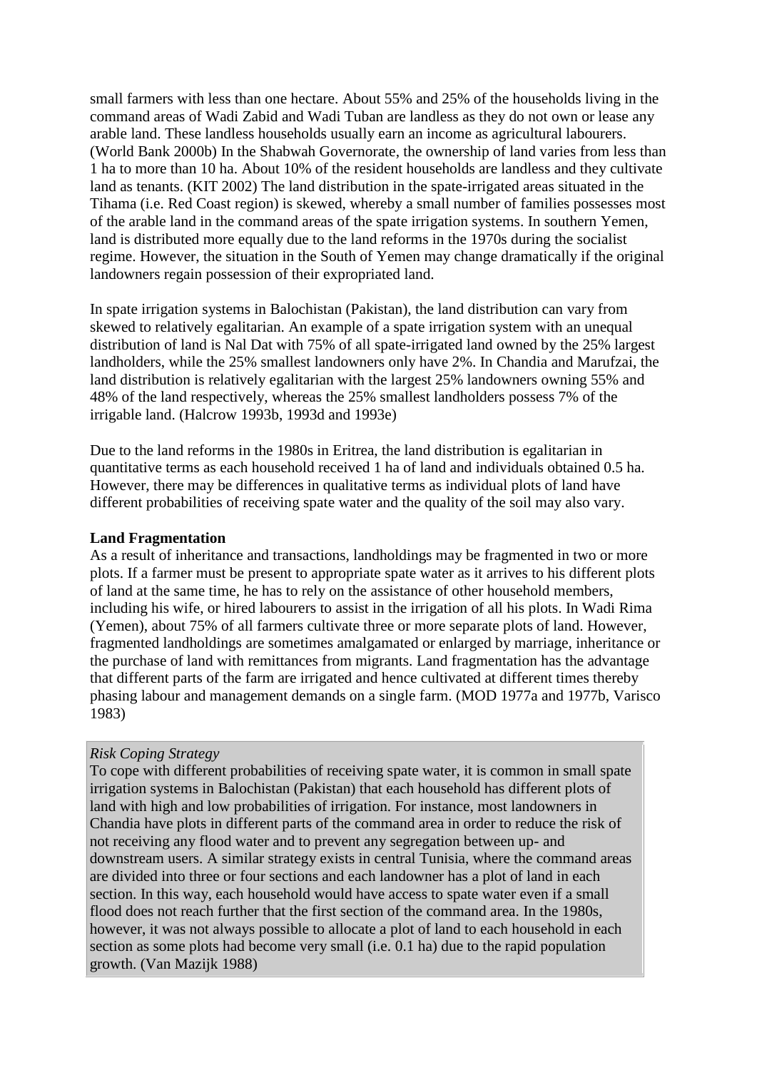small farmers with less than one hectare. About 55% and 25% of the households living in the command areas of Wadi Zabid and Wadi Tuban are landless as they do not own or lease any arable land. These landless households usually earn an income as agricultural labourers. (World Bank 2000b) In the Shabwah Governorate, the ownership of land varies from less than 1 ha to more than 10 ha. About 10% of the resident households are landless and they cultivate land as tenants. (KIT 2002) The land distribution in the spate-irrigated areas situated in the Tihama (i.e. Red Coast region) is skewed, whereby a small number of families possesses most of the arable land in the command areas of the spate irrigation systems. In southern Yemen, land is distributed more equally due to the land reforms in the 1970s during the socialist regime. However, the situation in the South of Yemen may change dramatically if the original landowners regain possession of their expropriated land.

In spate irrigation systems in Balochistan (Pakistan), the land distribution can vary from skewed to relatively egalitarian. An example of a spate irrigation system with an unequal distribution of land is Nal Dat with 75% of all spate-irrigated land owned by the 25% largest landholders, while the 25% smallest landowners only have 2%. In Chandia and Marufzai, the land distribution is relatively egalitarian with the largest 25% landowners owning 55% and 48% of the land respectively, whereas the 25% smallest landholders possess 7% of the irrigable land. (Halcrow 1993b, 1993d and 1993e)

Due to the land reforms in the 1980s in Eritrea, the land distribution is egalitarian in quantitative terms as each household received 1 ha of land and individuals obtained 0.5 ha. However, there may be differences in qualitative terms as individual plots of land have different probabilities of receiving spate water and the quality of the soil may also vary.

**Land Fragmentation**

As a result of inheritance and transactions, landholdings may be fragmented in two or more plots. If a farmer must be present to appropriate spate water as it arrives to his different plots of land at the same time, he has to rely on the assistance of other household members, including his wife, or hired labourers to assist in the irrigation of all his plots. In Wadi Rima (Yemen), about 75% of all farmers cultivate three or more separate plots of land. However, fragmented landholdings are sometimes amalgamated or enlarged by marriage, inheritance or the purchase of land with remittances from migrants. Land fragmentation has the advantage that different parts of the farm are irrigated and hence cultivated at different times thereby phasing labour and management demands on a single farm. (MOD 1977a and 1977b, Varisco 1983)

*Risk Coping Strategy*

To cope with different probabilities of receiving spate water, it is common in small spate irrigation systems in Balochistan (Pakistan) that each household has different plots of land with high and low probabilities of irrigation. For instance, most landowners in Chandia have plots in different parts of the command area in order to reduce the risk of not receiving any flood water and to prevent any segregation between up- and downstream users. A similar strategy exists in central Tunisia, where the command areas are divided into three or four sections and each landowner has a plot of land in each section. In this way, each household would have access to spate water even if a small flood does not reach further that the first section of the command area. In the 1980s, however, it was not always possible to allocate a plot of land to each household in each section as some plots had become very small (i.e. 0.1 ha) due to the rapid population growth. (Van Mazijk 1988)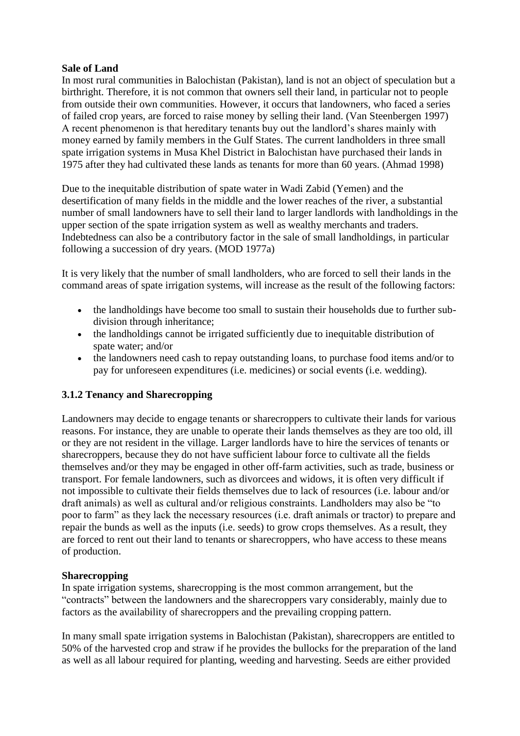**Sale of Land**

In most rural communities in Balochistan (Pakistan), land is not an object of speculation but a birthright. Therefore, it is not common that owners sell their land, in particular not to people from outside their own communities. However, it occurs that landowners, who faced a series of failed crop years, are forced to raise money by selling their land. (Van Steenbergen 1997) A recent phenomenon is that hereditary tenants buy out the landlord's shares mainly with money earned by family members in the Gulf States. The current landholders in three small spate irrigation systems in Musa Khel District in Balochistan have purchased their lands in 1975 after they had cultivated these lands as tenants for more than 60 years. (Ahmad 1998)

Due to the inequitable distribution of spate water in Wadi Zabid (Yemen) and the desertification of many fields in the middle and the lower reaches of the river, a substantial number of small landowners have to sell their land to larger landlords with landholdings in the upper section of the spate irrigation system as well as wealthy merchants and traders. Indebtedness can also be a contributory factor in the sale of small landholdings, in particular following a succession of dry years. (MOD 1977a)

It is very likely that the number of small landholders, who are forced to sell their lands in the command areas of spate irrigation systems, will increase as the result of the following factors:

- the landholdings have become too small to sustain their households due to further sub-division through inheritance;
- the landholdings cannot be irrigated sufficiently due to inequitable distribution of spate water; and/or
- the landowners need cash to repay outstanding loans, to purchase food items and/or to pay for unforeseen expenditures (i.e. medicines) or social events (i.e. wedding).

### 3.1.2 Tenancy and Sharecropping

Landowners may decide to engage tenants or sharecroppers to cultivate their lands for various reasons. For instance, they are unable to operate their lands themselves as they are too old, ill or they are not resident in the village. Larger landlords have to hire the services of tenants or sharecroppers, because they do not have sufficient labour force to cultivate all the fields themselves and/or they may be engaged in other off-farm activities, such as trade, business or transport. For female landowners, such as divorcees and widows, it is often very difficult if not impossible to cultivate their fields themselves due to lack of resources (i.e. labour and/or draft animals) as well as cultural and/or religious constraints. Landholders may also be "to poor to farm" as they lack the necessary resources (i.e. draft animals or tractor) to prepare and repair the bunds as well as the inputs (i.e. seeds) to grow crops themselves. As a result, they are forced to rent out their land to tenants or sharecroppers, who have access to these means of production.

**Sharecropping**

In spate irrigation systems, sharecropping is the most common arrangement, but the "contracts" between the landowners and the sharecroppers vary considerably, mainly due to factors as the availability of sharecroppers and the prevailing cropping pattern.

In many small spate irrigation systems in Balochistan (Pakistan), sharecroppers are entitled to 50% of the harvested crop and straw if he provides the bullocks for the preparation of the land as well as all labour required for planting, weeding and harvesting. Seeds are either provided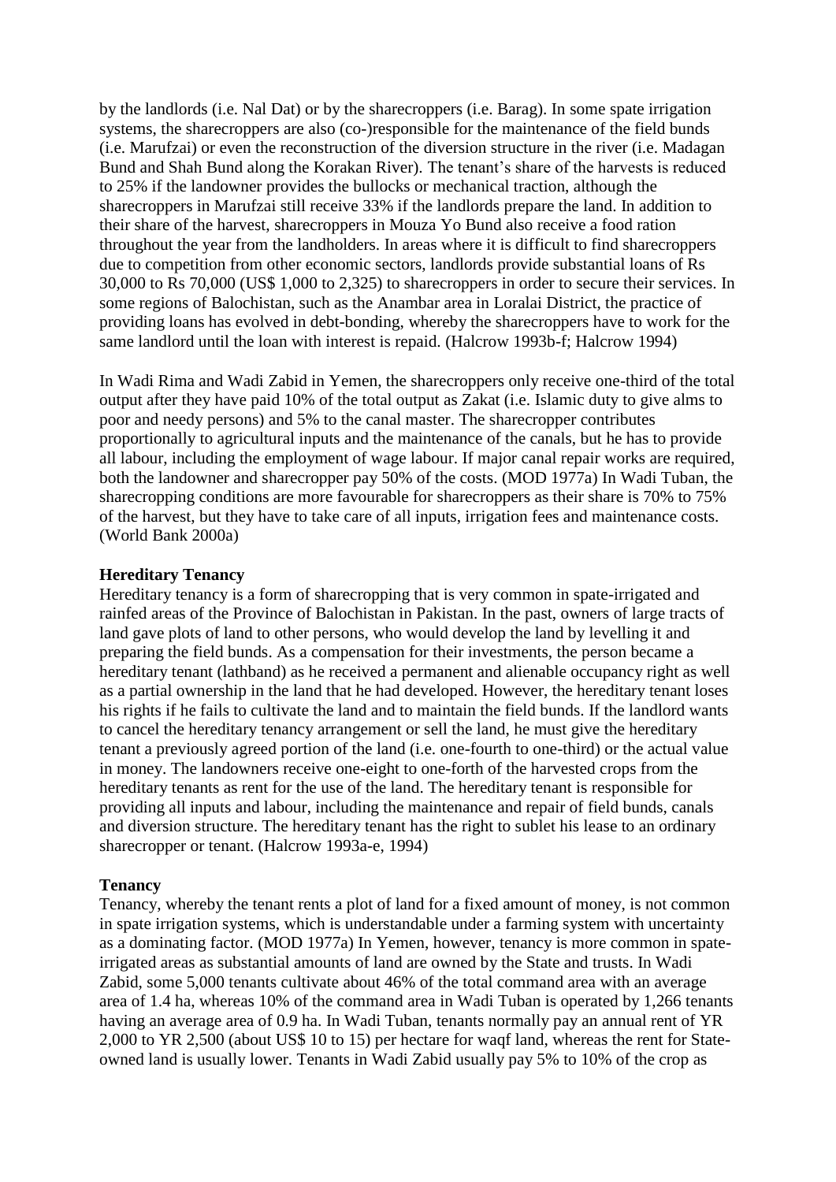by the landlords (i.e. Nal Dat) or by the sharecroppers (i.e. Barag). In some spate irrigation systems, the sharecroppers are also (co-)responsible for the maintenance of the field bunds (i.e. Marufzai) or even the reconstruction of the diversion structure in the river (i.e. Madagan Bund and Shah Bund along the Korakan River). The tenant's share of the harvests is reduced to 25% if the landowner provides the bullocks or mechanical traction, although the sharecroppers in Marufzai still receive 33% if the landlords prepare the land. In addition to their share of the harvest, sharecroppers in Mouza Yo Bund also receive a food ration throughout the year from the landholders. In areas where it is difficult to find sharecroppers due to competition from other economic sectors, landlords provide substantial loans of Rs 30,000 to Rs 70,000 (US$ 1,000 to 2,325) to sharecroppers in order to secure their services. In some regions of Balochistan, such as the Anambar area in Loralai District, the practice of providing loans has evolved in debt-bonding, whereby the sharecroppers have to work for the same landlord until the loan with interest is repaid. (Halcrow 1993b-f; Halcrow 1994)

In Wadi Rima and Wadi Zabid in Yemen, the sharecroppers only receive one-third of the total output after they have paid 10% of the total output as Zakat (i.e. Islamic duty to give alms to poor and needy persons) and 5% to the canal master. The sharecropper contributes proportionally to agricultural inputs and the maintenance of the canals, but he has to provide all labour, including the employment of wage labour. If major canal repair works are required, both the landowner and sharecropper pay 50% of the costs. (MOD 1977a) In Wadi Tuban, the sharecropping conditions are more favourable for sharecroppers as their share is 70% to 75% of the harvest, but they have to take care of all inputs, irrigation fees and maintenance costs. (World Bank 2000a)

**Hereditary Tenancy**

Hereditary tenancy is a form of sharecropping that is very common in spate-irrigated and rainfed areas of the Province of Balochistan in Pakistan. In the past, owners of large tracts of land gave plots of land to other persons, who would develop the land by levelling it and preparing the field bunds. As a compensation for their investments, the person became a hereditary tenant (lathband) as he received a permanent and alienable occupancy right as well as a partial ownership in the land that he had developed. However, the hereditary tenant loses his rights if he fails to cultivate the land and to maintain the field bunds. If the landlord wants to cancel the hereditary tenancy arrangement or sell the land, he must give the hereditary tenant a previously agreed portion of the land (i.e. one-fourth to one-third) or the actual value in money. The landowners receive one-eight to one-forth of the harvested crops from the hereditary tenants as rent for the use of the land. The hereditary tenant is responsible for providing all inputs and labour, including the maintenance and repair of field bunds, canals and diversion structure. The hereditary tenant has the right to sublet his lease to an ordinary sharecropper or tenant. (Halcrow 1993a-e, 1994)

**Tenancy**

Tenancy, whereby the tenant rents a plot of land for a fixed amount of money, is not common in spate irrigation systems, which is understandable under a farming system with uncertainty as a dominating factor. (MOD 1977a) In Yemen, however, tenancy is more common in spate-irrigated areas as substantial amounts of land are owned by the State and trusts. In Wadi Zabid, some 5,000 tenants cultivate about 46% of the total command area with an average area of 1.4 ha, whereas 10% of the command area in Wadi Tuban is operated by 1,266 tenants having an average area of 0.9 ha. In Wadi Tuban, tenants normally pay an annual rent of YR 2,000 to YR 2,500 (about US$ 10 to 15) per hectare for waqf land, whereas the rent for State-owned land is usually lower. Tenants in Wadi Zabid usually pay 5% to 10% of the crop as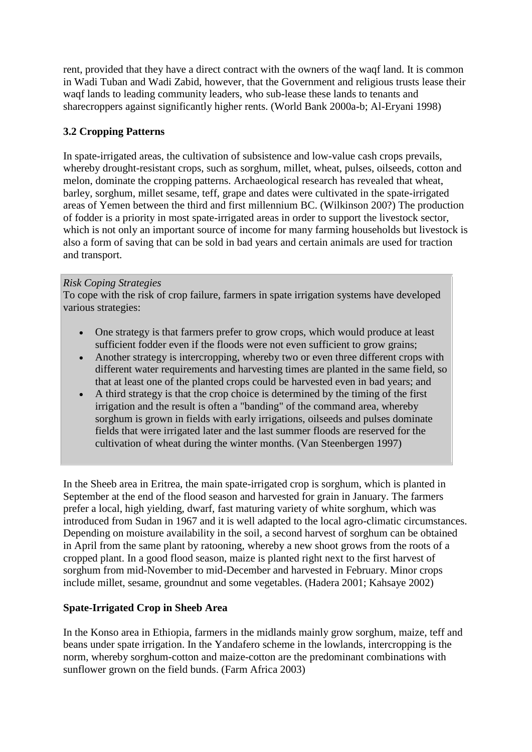rent, provided that they have a direct contract with the owners of the waqf land. It is common in Wadi Tuban and Wadi Zabid, however, that the Government and religious trusts lease their waqf lands to leading community leaders, who sub-lease these lands to tenants and sharecroppers against significantly higher rents. (World Bank 2000a-b; Al-Eryani 1998)

### 3.2 Cropping Patterns

In spate-irrigated areas, the cultivation of subsistence and low-value cash crops prevails, whereby drought-resistant crops, such as sorghum, millet, wheat, pulses, oilseeds, cotton and melon, dominate the cropping patterns. Archaeological research has revealed that wheat, barley, sorghum, millet sesame, teff, grape and dates were cultivated in the spate-irrigated areas of Yemen between the third and first millennium BC. (Wilkinson 200?) The production of fodder is a priority in most spate-irrigated areas in order to support the livestock sector, which is not only an important source of income for many farming households but livestock is also a form of saving that can be sold in bad years and certain animals are used for traction and transport.

*Risk Coping Strategies*
To cope with the risk of crop failure, farmers in spate irrigation systems have developed various strategies:

- One strategy is that farmers prefer to grow crops, which would produce at least sufficient fodder even if the floods were not even sufficient to grow grains;
- Another strategy is intercropping, whereby two or even three different crops with different water requirements and harvesting times are planted in the same field, so that at least one of the planted crops could be harvested even in bad years; and
- A third strategy is that the crop choice is determined by the timing of the first irrigation and the result is often a "banding" of the command area, whereby sorghum is grown in fields with early irrigations, oilseeds and pulses dominate fields that were irrigated later and the last summer floods are reserved for the cultivation of wheat during the winter months. (Van Steenbergen 1997)

In the Sheeb area in Eritrea, the main spate-irrigated crop is sorghum, which is planted in September at the end of the flood season and harvested for grain in January. The farmers prefer a local, high yielding, dwarf, fast maturing variety of white sorghum, which was introduced from Sudan in 1967 and it is well adapted to the local agro-climatic circumstances. Depending on moisture availability in the soil, a second harvest of sorghum can be obtained in April from the same plant by ratooning, whereby a new shoot grows from the roots of a cropped plant. In a good flood season, maize is planted right next to the first harvest of sorghum from mid-November to mid-December and harvested in February. Minor crops include millet, sesame, groundnut and some vegetables. (Hadera 2001; Kahsaye 2002)

**Spate-Irrigated Crop in Sheeb Area**

In the Konso area in Ethiopia, farmers in the midlands mainly grow sorghum, maize, teff and beans under spate irrigation. In the Yandafero scheme in the lowlands, intercropping is the norm, whereby sorghum-cotton and maize-cotton are the predominant combinations with sunflower grown on the field bunds. (Farm Africa 2003)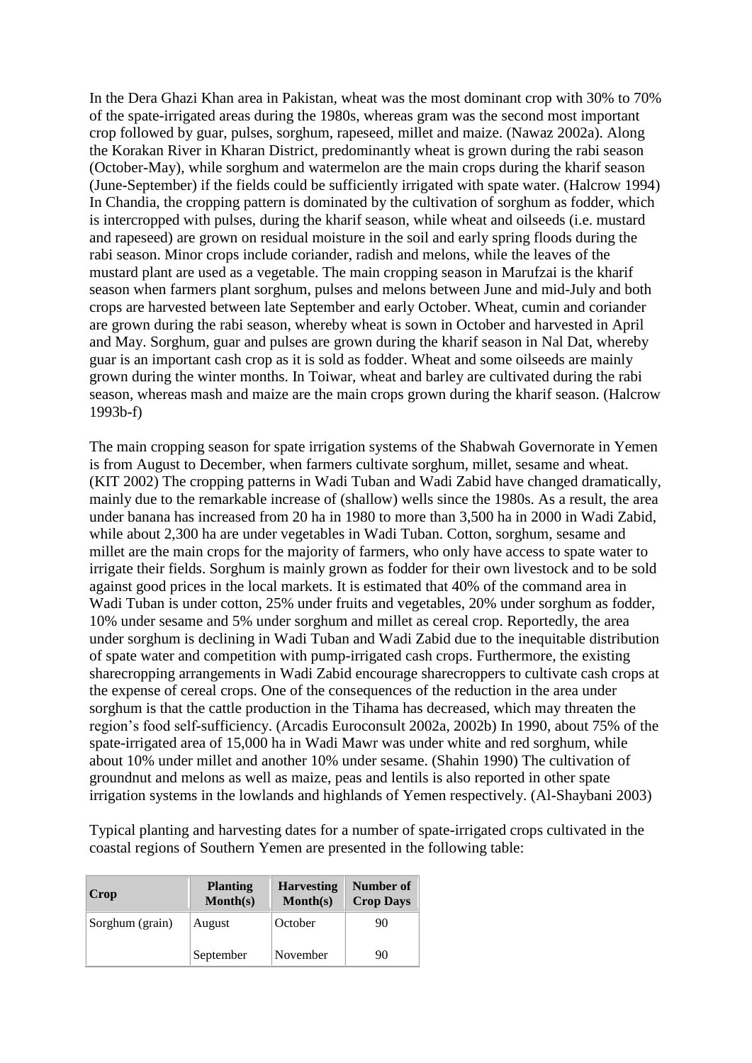In the Dera Ghazi Khan area in Pakistan, wheat was the most dominant crop with 30% to 70% of the spate-irrigated areas during the 1980s, whereas gram was the second most important crop followed by guar, pulses, sorghum, rapeseed, millet and maize. (Nawaz 2002a). Along the Korakan River in Kharan District, predominantly wheat is grown during the rabi season (October-May), while sorghum and watermelon are the main crops during the kharif season (June-September) if the fields could be sufficiently irrigated with spate water. (Halcrow 1994) In Chandia, the cropping pattern is dominated by the cultivation of sorghum as fodder, which is intercropped with pulses, during the kharif season, while wheat and oilseeds (i.e. mustard and rapeseed) are grown on residual moisture in the soil and early spring floods during the rabi season. Minor crops include coriander, radish and melons, while the leaves of the mustard plant are used as a vegetable. The main cropping season in Marufzai is the kharif season when farmers plant sorghum, pulses and melons between June and mid-July and both crops are harvested between late September and early October. Wheat, cumin and coriander are grown during the rabi season, whereby wheat is sown in October and harvested in April and May. Sorghum, guar and pulses are grown during the kharif season in Nal Dat, whereby guar is an important cash crop as it is sold as fodder. Wheat and some oilseeds are mainly grown during the winter months. In Toiwar, wheat and barley are cultivated during the rabi season, whereas mash and maize are the main crops grown during the kharif season. (Halcrow 1993b-f)

The main cropping season for spate irrigation systems of the Shabwah Governorate in Yemen is from August to December, when farmers cultivate sorghum, millet, sesame and wheat. (KIT 2002) The cropping patterns in Wadi Tuban and Wadi Zabid have changed dramatically, mainly due to the remarkable increase of (shallow) wells since the 1980s. As a result, the area under banana has increased from 20 ha in 1980 to more than 3,500 ha in 2000 in Wadi Zabid, while about 2,300 ha are under vegetables in Wadi Tuban. Cotton, sorghum, sesame and millet are the main crops for the majority of farmers, who only have access to spate water to irrigate their fields. Sorghum is mainly grown as fodder for their own livestock and to be sold against good prices in the local markets. It is estimated that 40% of the command area in Wadi Tuban is under cotton, 25% under fruits and vegetables, 20% under sorghum as fodder, 10% under sesame and 5% under sorghum and millet as cereal crop. Reportedly, the area under sorghum is declining in Wadi Tuban and Wadi Zabid due to the inequitable distribution of spate water and competition with pump-irrigated cash crops. Furthermore, the existing sharecropping arrangements in Wadi Zabid encourage sharecroppers to cultivate cash crops at the expense of cereal crops. One of the consequences of the reduction in the area under sorghum is that the cattle production in the Tihama has decreased, which may threaten the region's food self-sufficiency. (Arcadis Euroconsult 2002a, 2002b) In 1990, about 75% of the spate-irrigated area of 15,000 ha in Wadi Mawr was under white and red sorghum, while about 10% under millet and another 10% under sesame. (Shahin 1990) The cultivation of groundnut and melons as well as maize, peas and lentils is also reported in other spate irrigation systems in the lowlands and highlands of Yemen respectively. (Al-Shaybani 2003)

Typical planting and harvesting dates for a number of spate-irrigated crops cultivated in the coastal regions of Southern Yemen are presented in the following table:

| Crop | Planting Month(s) | Harvesting Month(s) | Number of Crop Days |
|---|---|---|---|
| Sorghum (grain) | August | October | 90 |
| | September | November | 90 |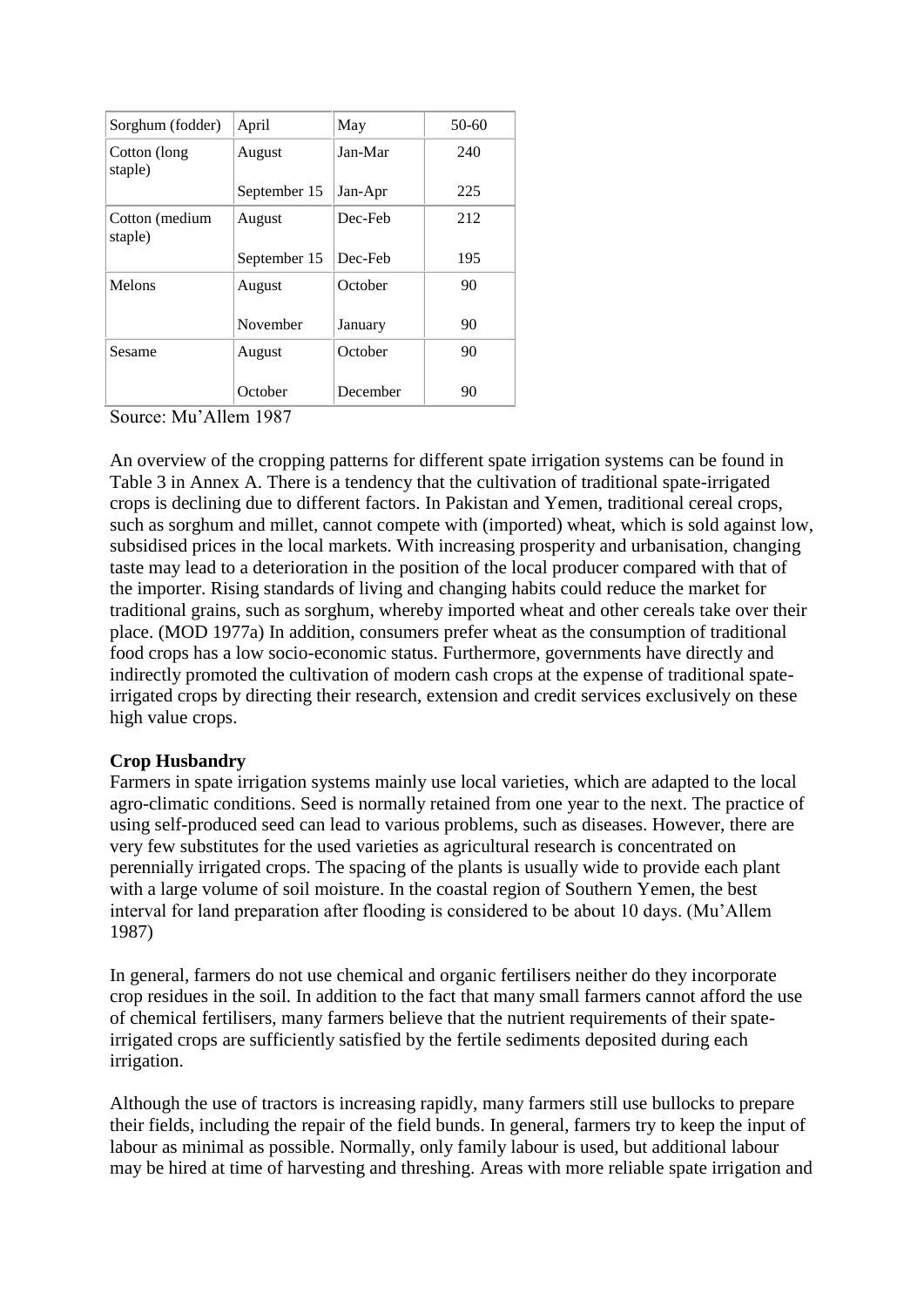| Sorghum (fodder) | April | May | 50-60 |
|---|---|---|---|
| Cotton (long staple) | August | Jan-Mar | 240 |
| | September 15 | Jan-Apr | 225 |
| Cotton (medium staple) | August | Dec-Feb | 212 |
| | September 15 | Dec-Feb | 195 |
| Melons | August | October | 90 |
| | November | January | 90 |
| Sesame | August | October | 90 |
| | October | December | 90 |

Source: Mu'Allem 1987

An overview of the cropping patterns for different spate irrigation systems can be found in Table 3 in Annex A. There is a tendency that the cultivation of traditional spate-irrigated crops is declining due to different factors. In Pakistan and Yemen, traditional cereal crops, such as sorghum and millet, cannot compete with (imported) wheat, which is sold against low, subsidised prices in the local markets. With increasing prosperity and urbanisation, changing taste may lead to a deterioration in the position of the local producer compared with that of the importer. Rising standards of living and changing habits could reduce the market for traditional grains, such as sorghum, whereby imported wheat and other cereals take over their place. (MOD 1977a) In addition, consumers prefer wheat as the consumption of traditional food crops has a low socio-economic status. Furthermore, governments have directly and indirectly promoted the cultivation of modern cash crops at the expense of traditional spate-irrigated crops by directing their research, extension and credit services exclusively on these high value crops.

**Crop Husbandry**

Farmers in spate irrigation systems mainly use local varieties, which are adapted to the local agro-climatic conditions. Seed is normally retained from one year to the next. The practice of using self-produced seed can lead to various problems, such as diseases. However, there are very few substitutes for the used varieties as agricultural research is concentrated on perennially irrigated crops. The spacing of the plants is usually wide to provide each plant with a large volume of soil moisture. In the coastal region of Southern Yemen, the best interval for land preparation after flooding is considered to be about 10 days. (Mu'Allem 1987)

In general, farmers do not use chemical and organic fertilisers neither do they incorporate crop residues in the soil. In addition to the fact that many small farmers cannot afford the use of chemical fertilisers, many farmers believe that the nutrient requirements of their spate-irrigated crops are sufficiently satisfied by the fertile sediments deposited during each irrigation.

Although the use of tractors is increasing rapidly, many farmers still use bullocks to prepare their fields, including the repair of the field bunds. In general, farmers try to keep the input of labour as minimal as possible. Normally, only family labour is used, but additional labour may be hired at time of harvesting and threshing. Areas with more reliable spate irrigation and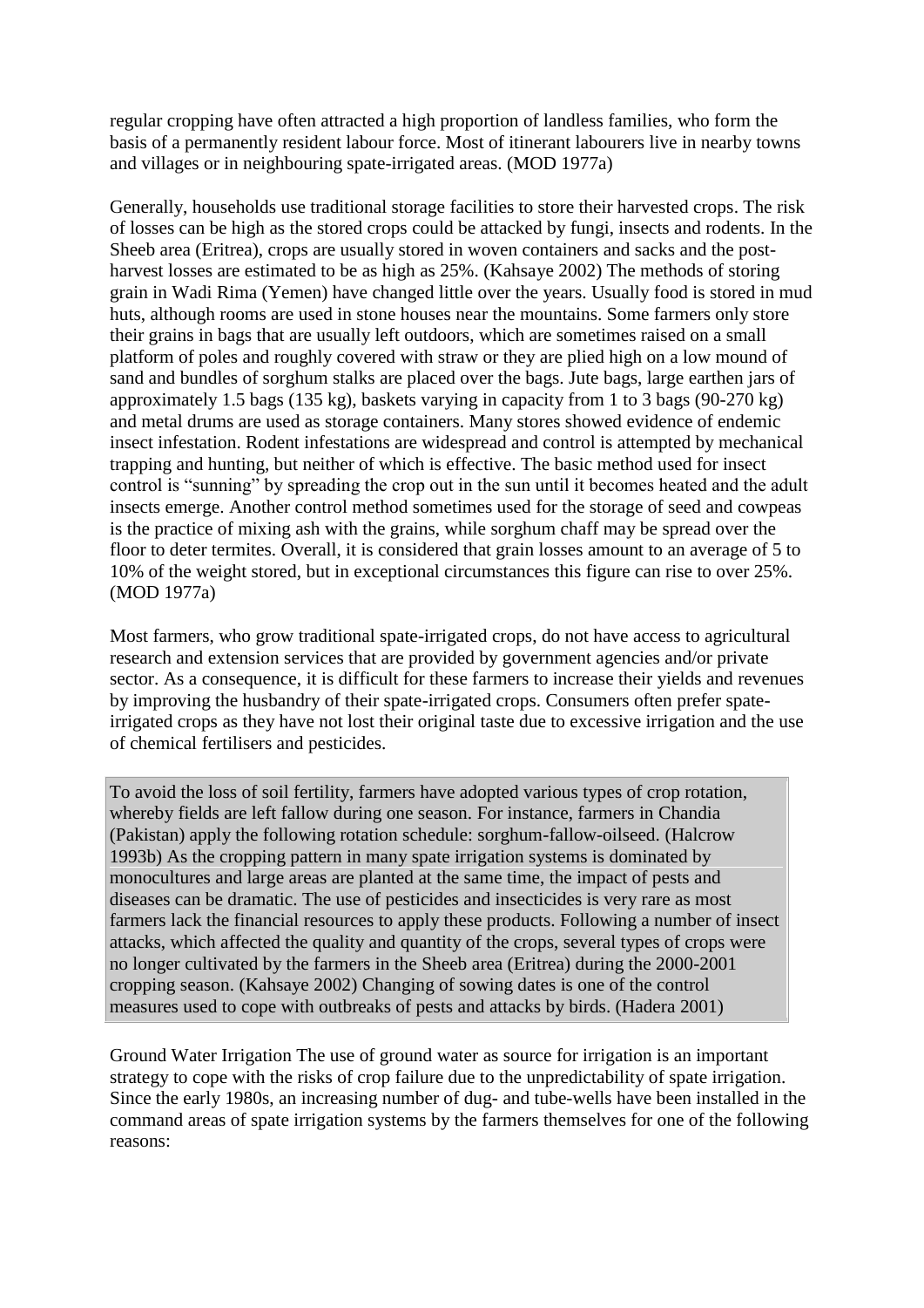regular cropping have often attracted a high proportion of landless families, who form the basis of a permanently resident labour force. Most of itinerant labourers live in nearby towns and villages or in neighbouring spate-irrigated areas. (MOD 1977a)

Generally, households use traditional storage facilities to store their harvested crops. The risk of losses can be high as the stored crops could be attacked by fungi, insects and rodents. In the Sheeb area (Eritrea), crops are usually stored in woven containers and sacks and the post-harvest losses are estimated to be as high as 25%. (Kahsaye 2002) The methods of storing grain in Wadi Rima (Yemen) have changed little over the years. Usually food is stored in mud huts, although rooms are used in stone houses near the mountains. Some farmers only store their grains in bags that are usually left outdoors, which are sometimes raised on a small platform of poles and roughly covered with straw or they are plied high on a low mound of sand and bundles of sorghum stalks are placed over the bags. Jute bags, large earthen jars of approximately 1.5 bags (135 kg), baskets varying in capacity from 1 to 3 bags (90-270 kg) and metal drums are used as storage containers. Many stores showed evidence of endemic insect infestation. Rodent infestations are widespread and control is attempted by mechanical trapping and hunting, but neither of which is effective. The basic method used for insect control is "sunning" by spreading the crop out in the sun until it becomes heated and the adult insects emerge. Another control method sometimes used for the storage of seed and cowpeas is the practice of mixing ash with the grains, while sorghum chaff may be spread over the floor to deter termites. Overall, it is considered that grain losses amount to an average of 5 to 10% of the weight stored, but in exceptional circumstances this figure can rise to over 25%. (MOD 1977a)

Most farmers, who grow traditional spate-irrigated crops, do not have access to agricultural research and extension services that are provided by government agencies and/or private sector. As a consequence, it is difficult for these farmers to increase their yields and revenues by improving the husbandry of their spate-irrigated crops. Consumers often prefer spate-irrigated crops as they have not lost their original taste due to excessive irrigation and the use of chemical fertilisers and pesticides.

To avoid the loss of soil fertility, farmers have adopted various types of crop rotation, whereby fields are left fallow during one season. For instance, farmers in Chandia (Pakistan) apply the following rotation schedule: sorghum-fallow-oilseed. (Halcrow 1993b) As the cropping pattern in many spate irrigation systems is dominated by monocultures and large areas are planted at the same time, the impact of pests and diseases can be dramatic. The use of pesticides and insecticides is very rare as most farmers lack the financial resources to apply these products. Following a number of insect attacks, which affected the quality and quantity of the crops, several types of crops were no longer cultivated by the farmers in the Sheeb area (Eritrea) during the 2000-2001 cropping season. (Kahsaye 2002) Changing of sowing dates is one of the control measures used to cope with outbreaks of pests and attacks by birds. (Hadera 2001)

Ground Water Irrigation The use of ground water as source for irrigation is an important strategy to cope with the risks of crop failure due to the unpredictability of spate irrigation. Since the early 1980s, an increasing number of dug- and tube-wells have been installed in the command areas of spate irrigation systems by the farmers themselves for one of the following reasons: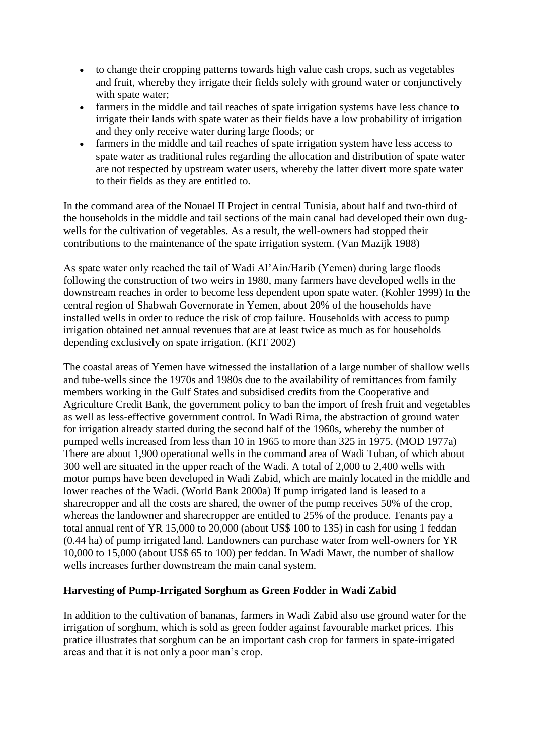- to change their cropping patterns towards high value cash crops, such as vegetables and fruit, whereby they irrigate their fields solely with ground water or conjunctively with spate water;
- farmers in the middle and tail reaches of spate irrigation systems have less chance to irrigate their lands with spate water as their fields have a low probability of irrigation and they only receive water during large floods; or
- farmers in the middle and tail reaches of spate irrigation system have less access to spate water as traditional rules regarding the allocation and distribution of spate water are not respected by upstream water users, whereby the latter divert more spate water to their fields as they are entitled to.

In the command area of the Nouael II Project in central Tunisia, about half and two-third of the households in the middle and tail sections of the main canal had developed their own dug-wells for the cultivation of vegetables. As a result, the well-owners had stopped their contributions to the maintenance of the spate irrigation system. (Van Mazijk 1988)

As spate water only reached the tail of Wadi Al'Ain/Harib (Yemen) during large floods following the construction of two weirs in 1980, many farmers have developed wells in the downstream reaches in order to become less dependent upon spate water. (Kohler 1999) In the central region of Shabwah Governorate in Yemen, about 20% of the households have installed wells in order to reduce the risk of crop failure. Households with access to pump irrigation obtained net annual revenues that are at least twice as much as for households depending exclusively on spate irrigation. (KIT 2002)

The coastal areas of Yemen have witnessed the installation of a large number of shallow wells and tube-wells since the 1970s and 1980s due to the availability of remittances from family members working in the Gulf States and subsidised credits from the Cooperative and Agriculture Credit Bank, the government policy to ban the import of fresh fruit and vegetables as well as less-effective government control. In Wadi Rima, the abstraction of ground water for irrigation already started during the second half of the 1960s, whereby the number of pumped wells increased from less than 10 in 1965 to more than 325 in 1975. (MOD 1977a) There are about 1,900 operational wells in the command area of Wadi Tuban, of which about 300 well are situated in the upper reach of the Wadi. A total of 2,000 to 2,400 wells with motor pumps have been developed in Wadi Zabid, which are mainly located in the middle and lower reaches of the Wadi. (World Bank 2000a) If pump irrigated land is leased to a sharecropper and all the costs are shared, the owner of the pump receives 50% of the crop, whereas the landowner and sharecropper are entitled to 25% of the produce. Tenants pay a total annual rent of YR 15,000 to 20,000 (about US$ 100 to 135) in cash for using 1 feddan (0.44 ha) of pump irrigated land. Landowners can purchase water from well-owners for YR 10,000 to 15,000 (about US$ 65 to 100) per feddan. In Wadi Mawr, the number of shallow wells increases further downstream the main canal system.

**Harvesting of Pump-Irrigated Sorghum as Green Fodder in Wadi Zabid**

In addition to the cultivation of bananas, farmers in Wadi Zabid also use ground water for the irrigation of sorghum, which is sold as green fodder against favourable market prices. This pratice illustrates that sorghum can be an important cash crop for farmers in spate-irrigated areas and that it is not only a poor man's crop.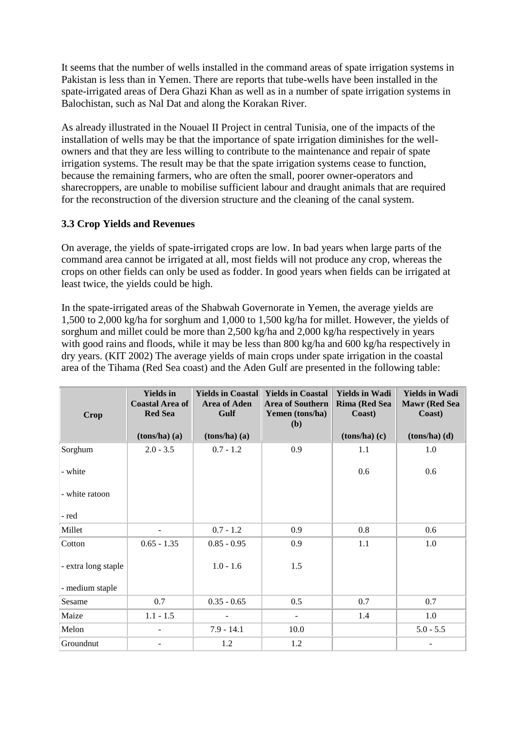It seems that the number of wells installed in the command areas of spate irrigation systems in Pakistan is less than in Yemen. There are reports that tube-wells have been installed in the spate-irrigated areas of Dera Ghazi Khan as well as in a number of spate irrigation systems in Balochistan, such as Nal Dat and along the Korakan River.

As already illustrated in the Nouael II Project in central Tunisia, one of the impacts of the installation of wells may be that the importance of spate irrigation diminishes for the well-owners and that they are less willing to contribute to the maintenance and repair of spate irrigation systems. The result may be that the spate irrigation systems cease to function, because the remaining farmers, who are often the small, poorer owner-operators and sharecroppers, are unable to mobilise sufficient labour and draught animals that are required for the reconstruction of the diversion structure and the cleaning of the canal system.

### 3.3 Crop Yields and Revenues

On average, the yields of spate-irrigated crops are low. In bad years when large parts of the command area cannot be irrigated at all, most fields will not produce any crop, whereas the crops on other fields can only be used as fodder. In good years when fields can be irrigated at least twice, the yields could be high.

In the spate-irrigated areas of the Shabwah Governorate in Yemen, the average yields are 1,500 to 2,000 kg/ha for sorghum and 1,000 to 1,500 kg/ha for millet. However, the yields of sorghum and millet could be more than 2,500 kg/ha and 2,000 kg/ha respectively in years with good rains and floods, while it may be less than 800 kg/ha and 600 kg/ha respectively in dry years. (KIT 2002) The average yields of main crops under spate irrigation in the coastal area of the Tihama (Red Sea coast) and the Aden Gulf are presented in the following table:

| Crop | Yields in Coastal Area of Red Sea (tons/ha) (a) | Yields in Coastal Area of Aden Gulf (tons/ha) (a) | Yields in Coastal Area of Southern Yemen (tons/ha) (b) | Yields in Wadi Rima (Red Sea Coast) (tons/ha) (c) | Yields in Wadi Mawr (Red Sea Coast) (tons/ha) (d) |
|---|---|---|---|---|---|
| Sorghum<br>- white<br>- white ratoon<br>- red | 2.0 - 3.5 | 0.7 - 1.2 | 0.9 | 1.1<br>0.6 | 1.0<br>0.6 |
| Millet | - | 0.7 - 1.2 | 0.9 | 0.8 | 0.6 |
| Cotton<br>- extra long staple<br>- medium staple | 0.65 - 1.35 | 0.85 - 0.95<br>1.0 - 1.6 | 0.9<br>1.5 | 1.1 | 1.0 |
| Sesame | 0.7 | 0.35 - 0.65 | 0.5 | 0.7 | 0.7 |
| Maize | 1.1 - 1.5 | - | - | 1.4 | 1.0 |
| Melon | - | 7.9 - 14.1 | 10.0 | | 5.0 - 5.5 |
| Groundnut | - | 1.2 | 1.2 | | - |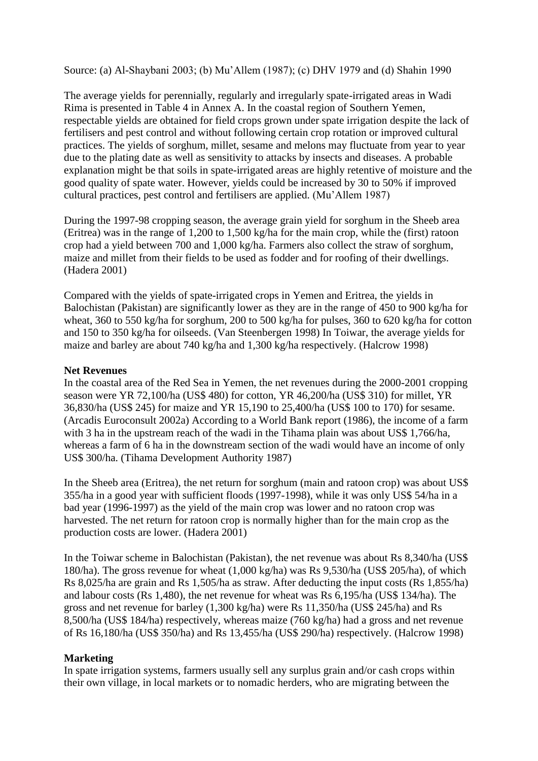Source: (a) Al-Shaybani 2003; (b) Mu'Allem (1987); (c) DHV 1979 and (d) Shahin 1990

The average yields for perennially, regularly and irregularly spate-irrigated areas in Wadi Rima is presented in Table 4 in Annex A. In the coastal region of Southern Yemen, respectable yields are obtained for field crops grown under spate irrigation despite the lack of fertilisers and pest control and without following certain crop rotation or improved cultural practices. The yields of sorghum, millet, sesame and melons may fluctuate from year to year due to the plating date as well as sensitivity to attacks by insects and diseases. A probable explanation might be that soils in spate-irrigated areas are highly retentive of moisture and the good quality of spate water. However, yields could be increased by 30 to 50% if improved cultural practices, pest control and fertilisers are applied. (Mu'Allem 1987)

During the 1997-98 cropping season, the average grain yield for sorghum in the Sheeb area (Eritrea) was in the range of 1,200 to 1,500 kg/ha for the main crop, while the (first) ratoon crop had a yield between 700 and 1,000 kg/ha. Farmers also collect the straw of sorghum, maize and millet from their fields to be used as fodder and for roofing of their dwellings. (Hadera 2001)

Compared with the yields of spate-irrigated crops in Yemen and Eritrea, the yields in Balochistan (Pakistan) are significantly lower as they are in the range of 450 to 900 kg/ha for wheat, 360 to 550 kg/ha for sorghum, 200 to 500 kg/ha for pulses, 360 to 620 kg/ha for cotton and 150 to 350 kg/ha for oilseeds. (Van Steenbergen 1998) In Toiwar, the average yields for maize and barley are about 740 kg/ha and 1,300 kg/ha respectively. (Halcrow 1998)

**Net Revenues**

In the coastal area of the Red Sea in Yemen, the net revenues during the 2000-2001 cropping season were YR 72,100/ha (US$ 480) for cotton, YR 46,200/ha (US$ 310) for millet, YR 36,830/ha (US$ 245) for maize and YR 15,190 to 25,400/ha (US$ 100 to 170) for sesame. (Arcadis Euroconsult 2002a) According to a World Bank report (1986), the income of a farm with 3 ha in the upstream reach of the wadi in the Tihama plain was about US$ 1,766/ha, whereas a farm of 6 ha in the downstream section of the wadi would have an income of only US$ 300/ha. (Tihama Development Authority 1987)

In the Sheeb area (Eritrea), the net return for sorghum (main and ratoon crop) was about US$ 355/ha in a good year with sufficient floods (1997-1998), while it was only US$ 54/ha in a bad year (1996-1997) as the yield of the main crop was lower and no ratoon crop was harvested. The net return for ratoon crop is normally higher than for the main crop as the production costs are lower. (Hadera 2001)

In the Toiwar scheme in Balochistan (Pakistan), the net revenue was about Rs 8,340/ha (US$ 180/ha). The gross revenue for wheat (1,000 kg/ha) was Rs 9,530/ha (US$ 205/ha), of which Rs 8,025/ha are grain and Rs 1,505/ha as straw. After deducting the input costs (Rs 1,855/ha) and labour costs (Rs 1,480), the net revenue for wheat was Rs 6,195/ha (US$ 134/ha). The gross and net revenue for barley (1,300 kg/ha) were Rs 11,350/ha (US$ 245/ha) and Rs 8,500/ha (US$ 184/ha) respectively, whereas maize (760 kg/ha) had a gross and net revenue of Rs 16,180/ha (US$ 350/ha) and Rs 13,455/ha (US$ 290/ha) respectively. (Halcrow 1998)

**Marketing**

In spate irrigation systems, farmers usually sell any surplus grain and/or cash crops within their own village, in local markets or to nomadic herders, who are migrating between the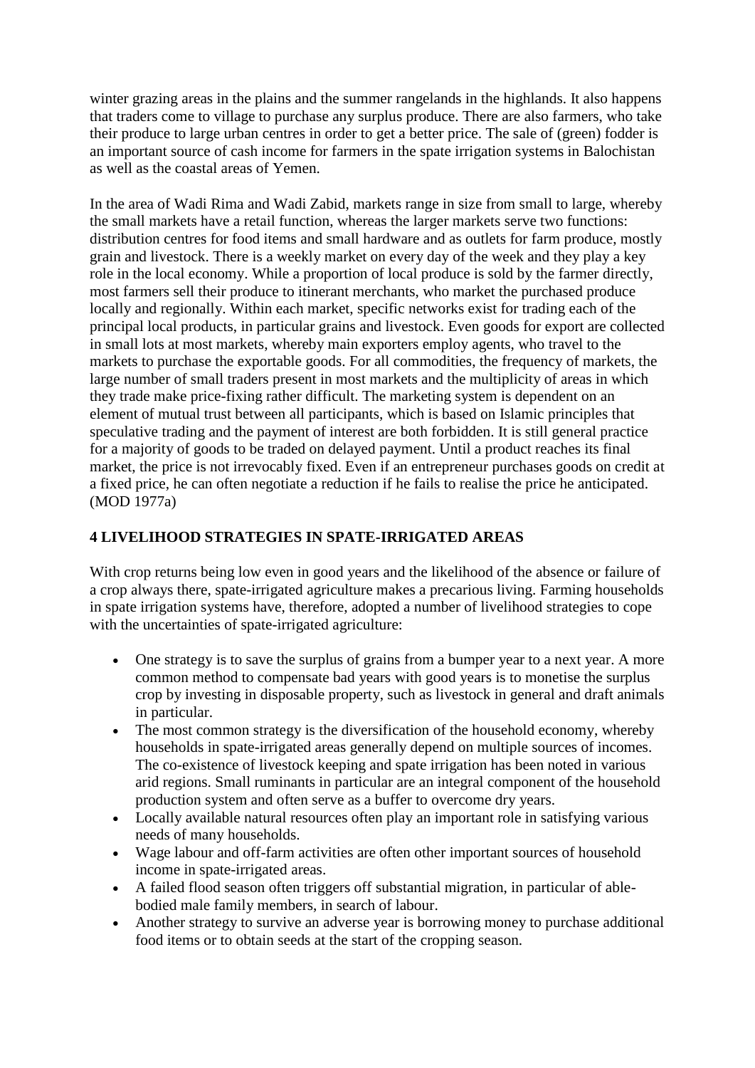winter grazing areas in the plains and the summer rangelands in the highlands. It also happens that traders come to village to purchase any surplus produce. There are also farmers, who take their produce to large urban centres in order to get a better price. The sale of (green) fodder is an important source of cash income for farmers in the spate irrigation systems in Balochistan as well as the coastal areas of Yemen.

In the area of Wadi Rima and Wadi Zabid, markets range in size from small to large, whereby the small markets have a retail function, whereas the larger markets serve two functions: distribution centres for food items and small hardware and as outlets for farm produce, mostly grain and livestock. There is a weekly market on every day of the week and they play a key role in the local economy. While a proportion of local produce is sold by the farmer directly, most farmers sell their produce to itinerant merchants, who market the purchased produce locally and regionally. Within each market, specific networks exist for trading each of the principal local products, in particular grains and livestock. Even goods for export are collected in small lots at most markets, whereby main exporters employ agents, who travel to the markets to purchase the exportable goods. For all commodities, the frequency of markets, the large number of small traders present in most markets and the multiplicity of areas in which they trade make price-fixing rather difficult. The marketing system is dependent on an element of mutual trust between all participants, which is based on Islamic principles that speculative trading and the payment of interest are both forbidden. It is still general practice for a majority of goods to be traded on delayed payment. Until a product reaches its final market, the price is not irrevocably fixed. Even if an entrepreneur purchases goods on credit at a fixed price, he can often negotiate a reduction if he fails to realise the price he anticipated. (MOD 1977a)

## 4 LIVELIHOOD STRATEGIES IN SPATE-IRRIGATED AREAS

With crop returns being low even in good years and the likelihood of the absence or failure of a crop always there, spate-irrigated agriculture makes a precarious living. Farming households in spate irrigation systems have, therefore, adopted a number of livelihood strategies to cope with the uncertainties of spate-irrigated agriculture:

- One strategy is to save the surplus of grains from a bumper year to a next year. A more common method to compensate bad years with good years is to monetise the surplus crop by investing in disposable property, such as livestock in general and draft animals in particular.
- The most common strategy is the diversification of the household economy, whereby households in spate-irrigated areas generally depend on multiple sources of incomes. The co-existence of livestock keeping and spate irrigation has been noted in various arid regions. Small ruminants in particular are an integral component of the household production system and often serve as a buffer to overcome dry years.
- Locally available natural resources often play an important role in satisfying various needs of many households.
- Wage labour and off-farm activities are often other important sources of household income in spate-irrigated areas.
- A failed flood season often triggers off substantial migration, in particular of able-bodied male family members, in search of labour.
- Another strategy to survive an adverse year is borrowing money to purchase additional food items or to obtain seeds at the start of the cropping season.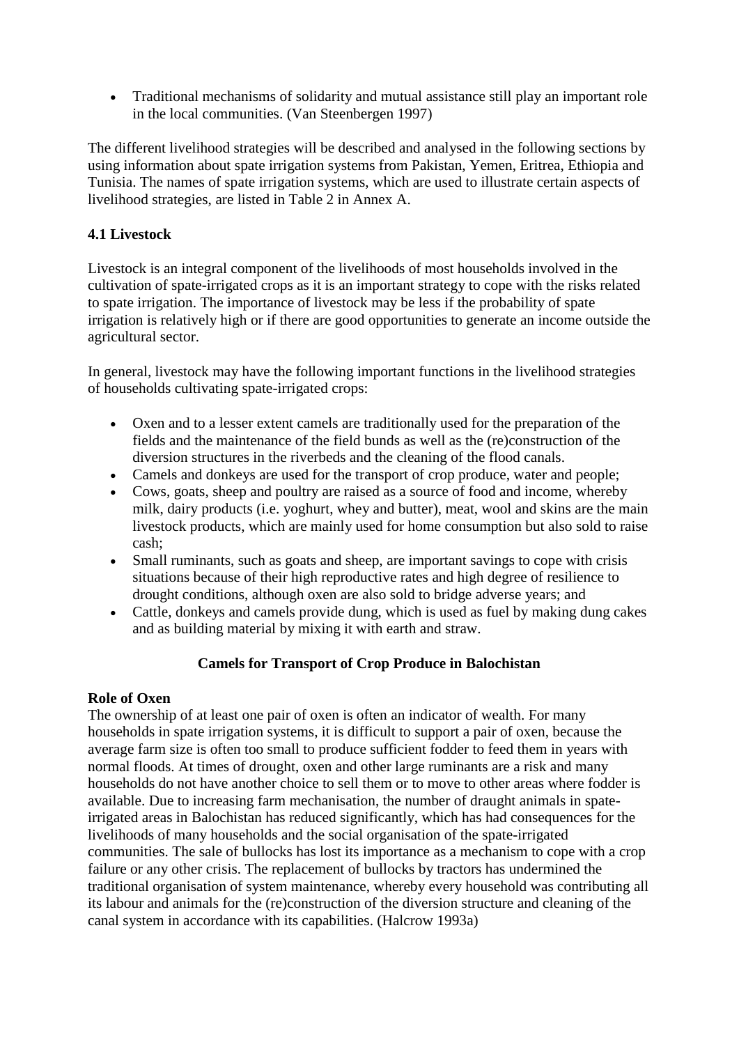- Traditional mechanisms of solidarity and mutual assistance still play an important role in the local communities. (Van Steenbergen 1997)

The different livelihood strategies will be described and analysed in the following sections by using information about spate irrigation systems from Pakistan, Yemen, Eritrea, Ethiopia and Tunisia. The names of spate irrigation systems, which are used to illustrate certain aspects of livelihood strategies, are listed in Table 2 in Annex A.

### 4.1 Livestock

Livestock is an integral component of the livelihoods of most households involved in the cultivation of spate-irrigated crops as it is an important strategy to cope with the risks related to spate irrigation. The importance of livestock may be less if the probability of spate irrigation is relatively high or if there are good opportunities to generate an income outside the agricultural sector.

In general, livestock may have the following important functions in the livelihood strategies of households cultivating spate-irrigated crops:

- Oxen and to a lesser extent camels are traditionally used for the preparation of the fields and the maintenance of the field bunds as well as the (re)construction of the diversion structures in the riverbeds and the cleaning of the flood canals.
- Camels and donkeys are used for the transport of crop produce, water and people;
- Cows, goats, sheep and poultry are raised as a source of food and income, whereby milk, dairy products (i.e. yoghurt, whey and butter), meat, wool and skins are the main livestock products, which are mainly used for home consumption but also sold to raise cash;
- Small ruminants, such as goats and sheep, are important savings to cope with crisis situations because of their high reproductive rates and high degree of resilience to drought conditions, although oxen are also sold to bridge adverse years; and
- Cattle, donkeys and camels provide dung, which is used as fuel by making dung cakes and as building material by mixing it with earth and straw.

**Camels for Transport of Crop Produce in Balochistan**

**Role of Oxen**

The ownership of at least one pair of oxen is often an indicator of wealth. For many households in spate irrigation systems, it is difficult to support a pair of oxen, because the average farm size is often too small to produce sufficient fodder to feed them in years with normal floods. At times of drought, oxen and other large ruminants are a risk and many households do not have another choice to sell them or to move to other areas where fodder is available. Due to increasing farm mechanisation, the number of draught animals in spate-irrigated areas in Balochistan has reduced significantly, which has had consequences for the livelihoods of many households and the social organisation of the spate-irrigated communities. The sale of bullocks has lost its importance as a mechanism to cope with a crop failure or any other crisis. The replacement of bullocks by tractors has undermined the traditional organisation of system maintenance, whereby every household was contributing all its labour and animals for the (re)construction of the diversion structure and cleaning of the canal system in accordance with its capabilities. (Halcrow 1993a)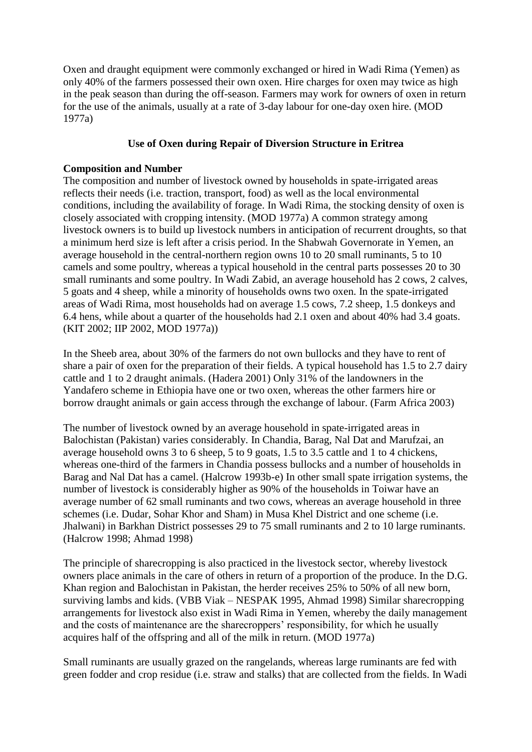Oxen and draught equipment were commonly exchanged or hired in Wadi Rima (Yemen) as only 40% of the farmers possessed their own oxen. Hire charges for oxen may twice as high in the peak season than during the off-season. Farmers may work for owners of oxen in return for the use of the animals, usually at a rate of 3-day labour for one-day oxen hire. (MOD 1977a)

**Use of Oxen during Repair of Diversion Structure in Eritrea**

**Composition and Number**

The composition and number of livestock owned by households in spate-irrigated areas reflects their needs (i.e. traction, transport, food) as well as the local environmental conditions, including the availability of forage. In Wadi Rima, the stocking density of oxen is closely associated with cropping intensity. (MOD 1977a) A common strategy among livestock owners is to build up livestock numbers in anticipation of recurrent droughts, so that a minimum herd size is left after a crisis period. In the Shabwah Governorate in Yemen, an average household in the central-northern region owns 10 to 20 small ruminants, 5 to 10 camels and some poultry, whereas a typical household in the central parts possesses 20 to 30 small ruminants and some poultry. In Wadi Zabid, an average household has 2 cows, 2 calves, 5 goats and 4 sheep, while a minority of households owns two oxen. In the spate-irrigated areas of Wadi Rima, most households had on average 1.5 cows, 7.2 sheep, 1.5 donkeys and 6.4 hens, while about a quarter of the households had 2.1 oxen and about 40% had 3.4 goats. (KIT 2002; IIP 2002, MOD 1977a))

In the Sheeb area, about 30% of the farmers do not own bullocks and they have to rent of share a pair of oxen for the preparation of their fields. A typical household has 1.5 to 2.7 dairy cattle and 1 to 2 draught animals. (Hadera 2001) Only 31% of the landowners in the Yandafero scheme in Ethiopia have one or two oxen, whereas the other farmers hire or borrow draught animals or gain access through the exchange of labour. (Farm Africa 2003)

The number of livestock owned by an average household in spate-irrigated areas in Balochistan (Pakistan) varies considerably. In Chandia, Barag, Nal Dat and Marufzai, an average household owns 3 to 6 sheep, 5 to 9 goats, 1.5 to 3.5 cattle and 1 to 4 chickens, whereas one-third of the farmers in Chandia possess bullocks and a number of households in Barag and Nal Dat has a camel. (Halcrow 1993b-e) In other small spate irrigation systems, the number of livestock is considerably higher as 90% of the households in Toiwar have an average number of 62 small ruminants and two cows, whereas an average household in three schemes (i.e. Dudar, Sohar Khor and Sham) in Musa Khel District and one scheme (i.e. Jhalwani) in Barkhan District possesses 29 to 75 small ruminants and 2 to 10 large ruminants. (Halcrow 1998; Ahmad 1998)

The principle of sharecropping is also practiced in the livestock sector, whereby livestock owners place animals in the care of others in return of a proportion of the produce. In the D.G. Khan region and Balochistan in Pakistan, the herder receives 25% to 50% of all new born, surviving lambs and kids. (VBB Viak – NESPAK 1995, Ahmad 1998) Similar sharecropping arrangements for livestock also exist in Wadi Rima in Yemen, whereby the daily management and the costs of maintenance are the sharecroppers' responsibility, for which he usually acquires half of the offspring and all of the milk in return. (MOD 1977a)

Small ruminants are usually grazed on the rangelands, whereas large ruminants are fed with green fodder and crop residue (i.e. straw and stalks) that are collected from the fields. In Wadi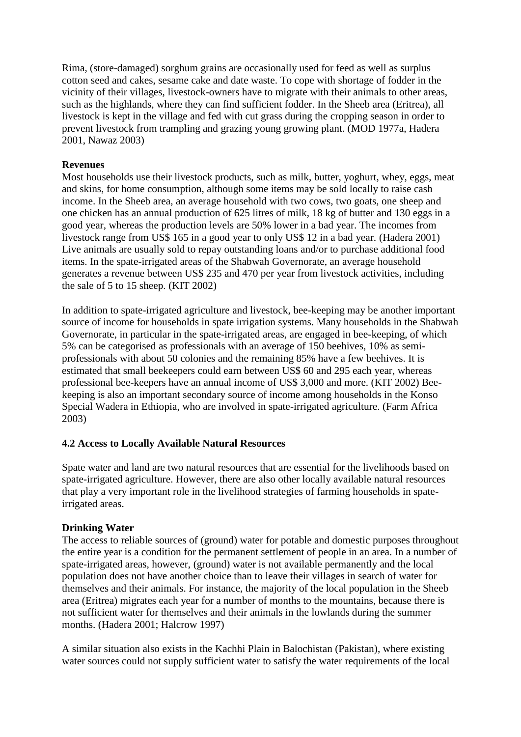Rima, (store-damaged) sorghum grains are occasionally used for feed as well as surplus cotton seed and cakes, sesame cake and date waste. To cope with shortage of fodder in the vicinity of their villages, livestock-owners have to migrate with their animals to other areas, such as the highlands, where they can find sufficient fodder. In the Sheeb area (Eritrea), all livestock is kept in the village and fed with cut grass during the cropping season in order to prevent livestock from trampling and grazing young growing plant. (MOD 1977a, Hadera 2001, Nawaz 2003)

**Revenues**

Most households use their livestock products, such as milk, butter, yoghurt, whey, eggs, meat and skins, for home consumption, although some items may be sold locally to raise cash income. In the Sheeb area, an average household with two cows, two goats, one sheep and one chicken has an annual production of 625 litres of milk, 18 kg of butter and 130 eggs in a good year, whereas the production levels are 50% lower in a bad year. The incomes from livestock range from US$ 165 in a good year to only US$ 12 in a bad year. (Hadera 2001) Live animals are usually sold to repay outstanding loans and/or to purchase additional food items. In the spate-irrigated areas of the Shabwah Governorate, an average household generates a revenue between US$ 235 and 470 per year from livestock activities, including the sale of 5 to 15 sheep. (KIT 2002)

In addition to spate-irrigated agriculture and livestock, bee-keeping may be another important source of income for households in spate irrigation systems. Many households in the Shabwah Governorate, in particular in the spate-irrigated areas, are engaged in bee-keeping, of which 5% can be categorised as professionals with an average of 150 beehives, 10% as semi-professionals with about 50 colonies and the remaining 85% have a few beehives. It is estimated that small beekeepers could earn between US$ 60 and 295 each year, whereas professional bee-keepers have an annual income of US$ 3,000 and more. (KIT 2002) Bee-keeping is also an important secondary source of income among households in the Konso Special Wadera in Ethiopia, who are involved in spate-irrigated agriculture. (Farm Africa 2003)

### 4.2 Access to Locally Available Natural Resources

Spate water and land are two natural resources that are essential for the livelihoods based on spate-irrigated agriculture. However, there are also other locally available natural resources that play a very important role in the livelihood strategies of farming households in spate-irrigated areas.

**Drinking Water**

The access to reliable sources of (ground) water for potable and domestic purposes throughout the entire year is a condition for the permanent settlement of people in an area. In a number of spate-irrigated areas, however, (ground) water is not available permanently and the local population does not have another choice than to leave their villages in search of water for themselves and their animals. For instance, the majority of the local population in the Sheeb area (Eritrea) migrates each year for a number of months to the mountains, because there is not sufficient water for themselves and their animals in the lowlands during the summer months. (Hadera 2001; Halcrow 1997)

A similar situation also exists in the Kachhi Plain in Balochistan (Pakistan), where existing water sources could not supply sufficient water to satisfy the water requirements of the local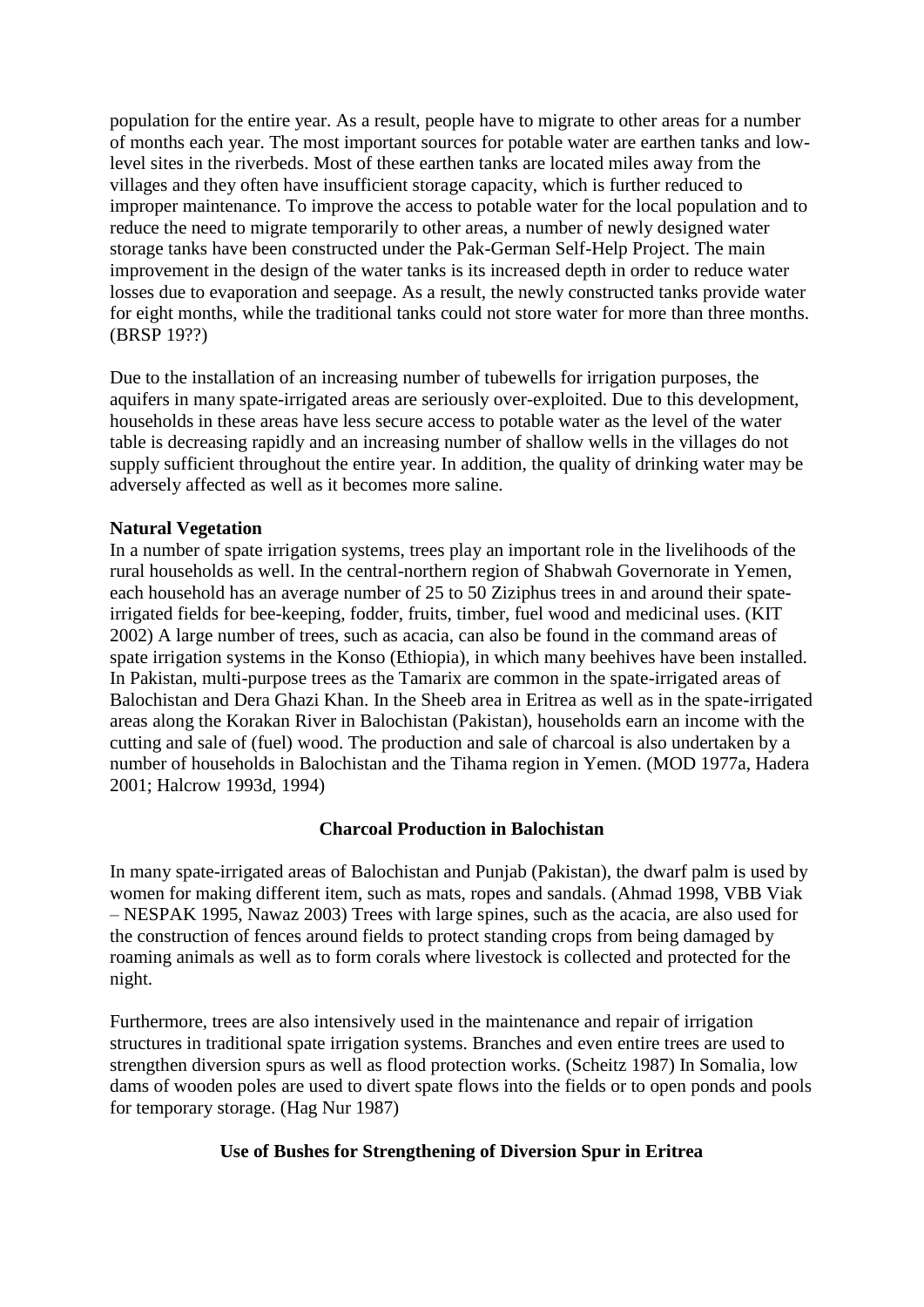population for the entire year. As a result, people have to migrate to other areas for a number of months each year. The most important sources for potable water are earthen tanks and low-level sites in the riverbeds. Most of these earthen tanks are located miles away from the villages and they often have insufficient storage capacity, which is further reduced to improper maintenance. To improve the access to potable water for the local population and to reduce the need to migrate temporarily to other areas, a number of newly designed water storage tanks have been constructed under the Pak-German Self-Help Project. The main improvement in the design of the water tanks is its increased depth in order to reduce water losses due to evaporation and seepage. As a result, the newly constructed tanks provide water for eight months, while the traditional tanks could not store water for more than three months. (BRSP 19??)

Due to the installation of an increasing number of tubewells for irrigation purposes, the aquifers in many spate-irrigated areas are seriously over-exploited. Due to this development, households in these areas have less secure access to potable water as the level of the water table is decreasing rapidly and an increasing number of shallow wells in the villages do not supply sufficient throughout the entire year. In addition, the quality of drinking water may be adversely affected as well as it becomes more saline.

**Natural Vegetation**

In a number of spate irrigation systems, trees play an important role in the livelihoods of the rural households as well. In the central-northern region of Shabwah Governorate in Yemen, each household has an average number of 25 to 50 Ziziphus trees in and around their spate-irrigated fields for bee-keeping, fodder, fruits, timber, fuel wood and medicinal uses. (KIT 2002) A large number of trees, such as acacia, can also be found in the command areas of spate irrigation systems in the Konso (Ethiopia), in which many beehives have been installed. In Pakistan, multi-purpose trees as the Tamarix are common in the spate-irrigated areas of Balochistan and Dera Ghazi Khan. In the Sheeb area in Eritrea as well as in the spate-irrigated areas along the Korakan River in Balochistan (Pakistan), households earn an income with the cutting and sale of (fuel) wood. The production and sale of charcoal is also undertaken by a number of households in Balochistan and the Tihama region in Yemen. (MOD 1977a, Hadera 2001; Halcrow 1993d, 1994)

**Charcoal Production in Balochistan**

In many spate-irrigated areas of Balochistan and Punjab (Pakistan), the dwarf palm is used by women for making different item, such as mats, ropes and sandals. (Ahmad 1998, VBB Viak – NESPAK 1995, Nawaz 2003) Trees with large spines, such as the acacia, are also used for the construction of fences around fields to protect standing crops from being damaged by roaming animals as well as to form corals where livestock is collected and protected for the night.

Furthermore, trees are also intensively used in the maintenance and repair of irrigation structures in traditional spate irrigation systems. Branches and even entire trees are used to strengthen diversion spurs as well as flood protection works. (Scheitz 1987) In Somalia, low dams of wooden poles are used to divert spate flows into the fields or to open ponds and pools for temporary storage. (Hag Nur 1987)

**Use of Bushes for Strengthening of Diversion Spur in Eritrea**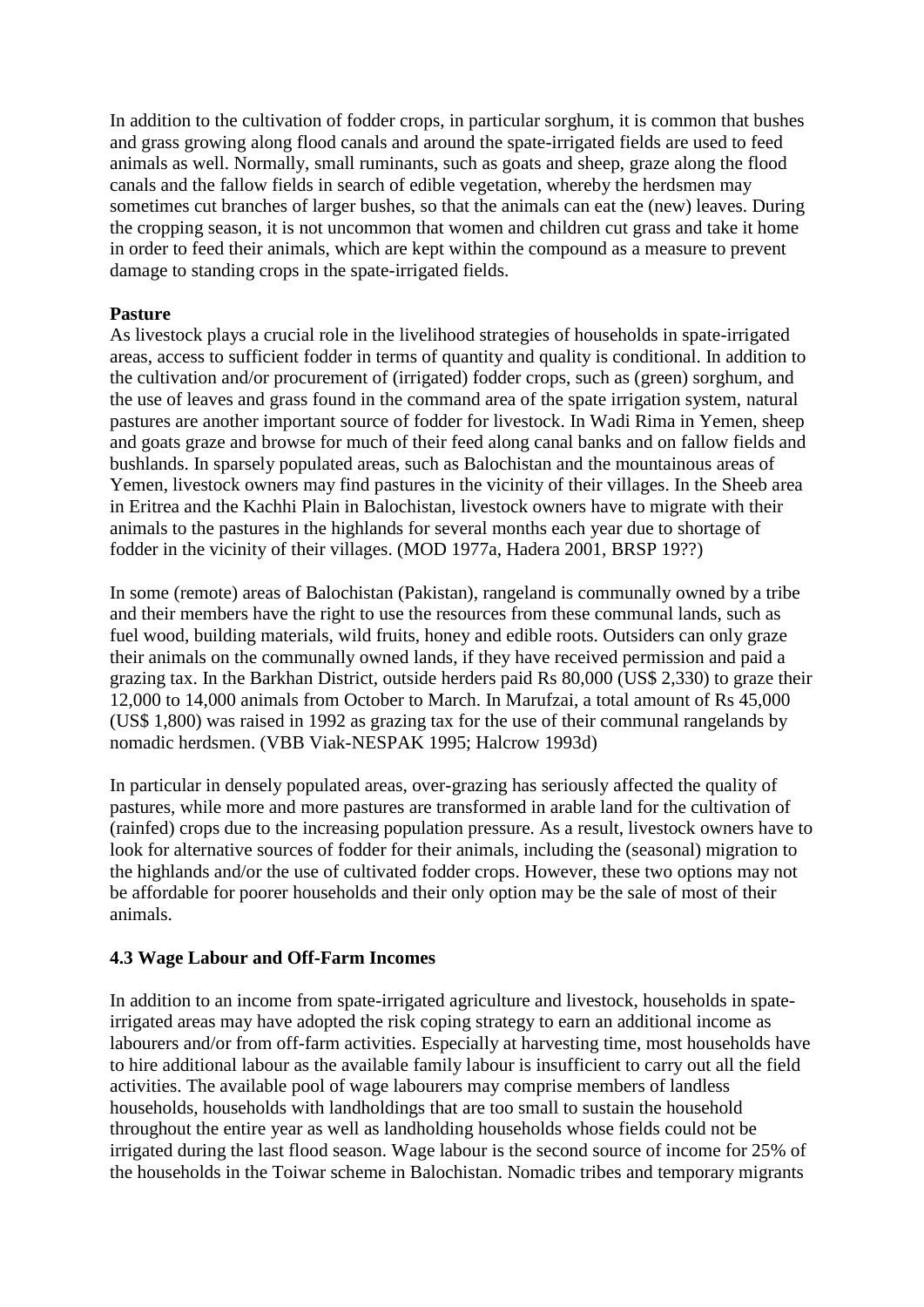In addition to the cultivation of fodder crops, in particular sorghum, it is common that bushes and grass growing along flood canals and around the spate-irrigated fields are used to feed animals as well. Normally, small ruminants, such as goats and sheep, graze along the flood canals and the fallow fields in search of edible vegetation, whereby the herdsmen may sometimes cut branches of larger bushes, so that the animals can eat the (new) leaves. During the cropping season, it is not uncommon that women and children cut grass and take it home in order to feed their animals, which are kept within the compound as a measure to prevent damage to standing crops in the spate-irrigated fields.

**Pasture**

As livestock plays a crucial role in the livelihood strategies of households in spate-irrigated areas, access to sufficient fodder in terms of quantity and quality is conditional. In addition to the cultivation and/or procurement of (irrigated) fodder crops, such as (green) sorghum, and the use of leaves and grass found in the command area of the spate irrigation system, natural pastures are another important source of fodder for livestock. In Wadi Rima in Yemen, sheep and goats graze and browse for much of their feed along canal banks and on fallow fields and bushlands. In sparsely populated areas, such as Balochistan and the mountainous areas of Yemen, livestock owners may find pastures in the vicinity of their villages. In the Sheeb area in Eritrea and the Kachhi Plain in Balochistan, livestock owners have to migrate with their animals to the pastures in the highlands for several months each year due to shortage of fodder in the vicinity of their villages. (MOD 1977a, Hadera 2001, BRSP 19??)

In some (remote) areas of Balochistan (Pakistan), rangeland is communally owned by a tribe and their members have the right to use the resources from these communal lands, such as fuel wood, building materials, wild fruits, honey and edible roots. Outsiders can only graze their animals on the communally owned lands, if they have received permission and paid a grazing tax. In the Barkhan District, outside herders paid Rs 80,000 (US$ 2,330) to graze their 12,000 to 14,000 animals from October to March. In Marufzai, a total amount of Rs 45,000 (US$ 1,800) was raised in 1992 as grazing tax for the use of their communal rangelands by nomadic herdsmen. (VBB Viak-NESPAK 1995; Halcrow 1993d)

In particular in densely populated areas, over-grazing has seriously affected the quality of pastures, while more and more pastures are transformed in arable land for the cultivation of (rainfed) crops due to the increasing population pressure. As a result, livestock owners have to look for alternative sources of fodder for their animals, including the (seasonal) migration to the highlands and/or the use of cultivated fodder crops. However, these two options may not be affordable for poorer households and their only option may be the sale of most of their animals.

### 4.3 Wage Labour and Off-Farm Incomes

In addition to an income from spate-irrigated agriculture and livestock, households in spate-irrigated areas may have adopted the risk coping strategy to earn an additional income as labourers and/or from off-farm activities. Especially at harvesting time, most households have to hire additional labour as the available family labour is insufficient to carry out all the field activities. The available pool of wage labourers may comprise members of landless households, households with landholdings that are too small to sustain the household throughout the entire year as well as landholding households whose fields could not be irrigated during the last flood season. Wage labour is the second source of income for 25% of the households in the Toiwar scheme in Balochistan. Nomadic tribes and temporary migrants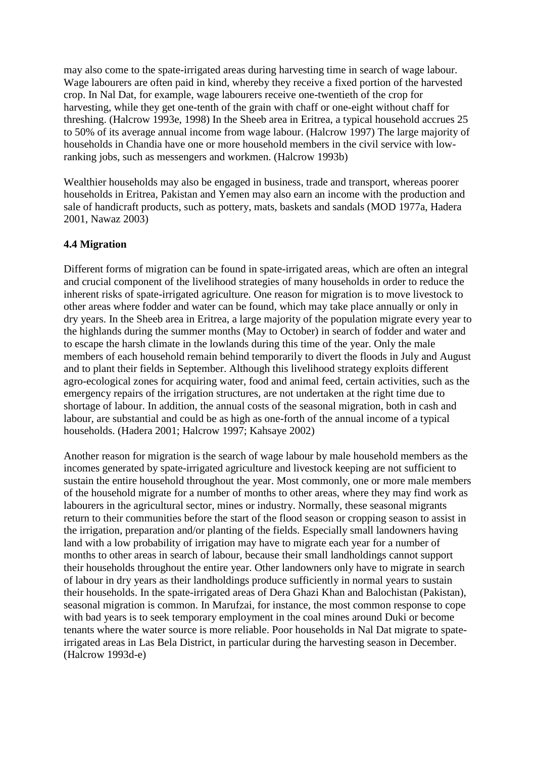may also come to the spate-irrigated areas during harvesting time in search of wage labour. Wage labourers are often paid in kind, whereby they receive a fixed portion of the harvested crop. In Nal Dat, for example, wage labourers receive one-twentieth of the crop for harvesting, while they get one-tenth of the grain with chaff or one-eight without chaff for threshing. (Halcrow 1993e, 1998) In the Sheeb area in Eritrea, a typical household accrues 25 to 50% of its average annual income from wage labour. (Halcrow 1997) The large majority of households in Chandia have one or more household members in the civil service with low-ranking jobs, such as messengers and workmen. (Halcrow 1993b)

Wealthier households may also be engaged in business, trade and transport, whereas poorer households in Eritrea, Pakistan and Yemen may also earn an income with the production and sale of handicraft products, such as pottery, mats, baskets and sandals (MOD 1977a, Hadera 2001, Nawaz 2003)

### 4.4 Migration

Different forms of migration can be found in spate-irrigated areas, which are often an integral and crucial component of the livelihood strategies of many households in order to reduce the inherent risks of spate-irrigated agriculture. One reason for migration is to move livestock to other areas where fodder and water can be found, which may take place annually or only in dry years. In the Sheeb area in Eritrea, a large majority of the population migrate every year to the highlands during the summer months (May to October) in search of fodder and water and to escape the harsh climate in the lowlands during this time of the year. Only the male members of each household remain behind temporarily to divert the floods in July and August and to plant their fields in September. Although this livelihood strategy exploits different agro-ecological zones for acquiring water, food and animal feed, certain activities, such as the emergency repairs of the irrigation structures, are not undertaken at the right time due to shortage of labour. In addition, the annual costs of the seasonal migration, both in cash and labour, are substantial and could be as high as one-forth of the annual income of a typical households. (Hadera 2001; Halcrow 1997; Kahsaye 2002)

Another reason for migration is the search of wage labour by male household members as the incomes generated by spate-irrigated agriculture and livestock keeping are not sufficient to sustain the entire household throughout the year. Most commonly, one or more male members of the household migrate for a number of months to other areas, where they may find work as labourers in the agricultural sector, mines or industry. Normally, these seasonal migrants return to their communities before the start of the flood season or cropping season to assist in the irrigation, preparation and/or planting of the fields. Especially small landowners having land with a low probability of irrigation may have to migrate each year for a number of months to other areas in search of labour, because their small landholdings cannot support their households throughout the entire year. Other landowners only have to migrate in search of labour in dry years as their landholdings produce sufficiently in normal years to sustain their households. In the spate-irrigated areas of Dera Ghazi Khan and Balochistan (Pakistan), seasonal migration is common. In Marufzai, for instance, the most common response to cope with bad years is to seek temporary employment in the coal mines around Duki or become tenants where the water source is more reliable. Poor households in Nal Dat migrate to spate-irrigated areas in Las Bela District, in particular during the harvesting season in December. (Halcrow 1993d-e)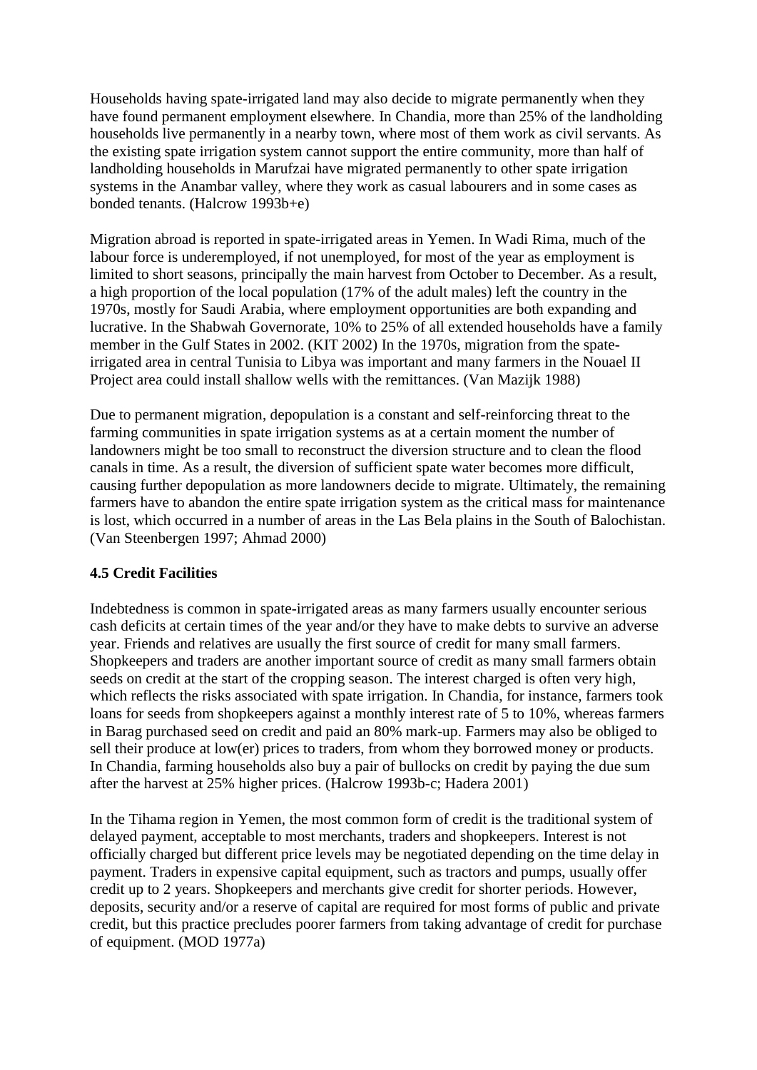Households having spate-irrigated land may also decide to migrate permanently when they have found permanent employment elsewhere. In Chandia, more than 25% of the landholding households live permanently in a nearby town, where most of them work as civil servants. As the existing spate irrigation system cannot support the entire community, more than half of landholding households in Marufzai have migrated permanently to other spate irrigation systems in the Anambar valley, where they work as casual labourers and in some cases as bonded tenants. (Halcrow 1993b+e)

Migration abroad is reported in spate-irrigated areas in Yemen. In Wadi Rima, much of the labour force is underemployed, if not unemployed, for most of the year as employment is limited to short seasons, principally the main harvest from October to December. As a result, a high proportion of the local population (17% of the adult males) left the country in the 1970s, mostly for Saudi Arabia, where employment opportunities are both expanding and lucrative. In the Shabwah Governorate, 10% to 25% of all extended households have a family member in the Gulf States in 2002. (KIT 2002) In the 1970s, migration from the spate-irrigated area in central Tunisia to Libya was important and many farmers in the Nouael II Project area could install shallow wells with the remittances. (Van Mazijk 1988)

Due to permanent migration, depopulation is a constant and self-reinforcing threat to the farming communities in spate irrigation systems as at a certain moment the number of landowners might be too small to reconstruct the diversion structure and to clean the flood canals in time. As a result, the diversion of sufficient spate water becomes more difficult, causing further depopulation as more landowners decide to migrate. Ultimately, the remaining farmers have to abandon the entire spate irrigation system as the critical mass for maintenance is lost, which occurred in a number of areas in the Las Bela plains in the South of Balochistan. (Van Steenbergen 1997; Ahmad 2000)

### 4.5 Credit Facilities

Indebtedness is common in spate-irrigated areas as many farmers usually encounter serious cash deficits at certain times of the year and/or they have to make debts to survive an adverse year. Friends and relatives are usually the first source of credit for many small farmers. Shopkeepers and traders are another important source of credit as many small farmers obtain seeds on credit at the start of the cropping season. The interest charged is often very high, which reflects the risks associated with spate irrigation. In Chandia, for instance, farmers took loans for seeds from shopkeepers against a monthly interest rate of 5 to 10%, whereas farmers in Barag purchased seed on credit and paid an 80% mark-up. Farmers may also be obliged to sell their produce at low(er) prices to traders, from whom they borrowed money or products. In Chandia, farming households also buy a pair of bullocks on credit by paying the due sum after the harvest at 25% higher prices. (Halcrow 1993b-c; Hadera 2001)

In the Tihama region in Yemen, the most common form of credit is the traditional system of delayed payment, acceptable to most merchants, traders and shopkeepers. Interest is not officially charged but different price levels may be negotiated depending on the time delay in payment. Traders in expensive capital equipment, such as tractors and pumps, usually offer credit up to 2 years. Shopkeepers and merchants give credit for shorter periods. However, deposits, security and/or a reserve of capital are required for most forms of public and private credit, but this practice precludes poorer farmers from taking advantage of credit for purchase of equipment. (MOD 1977a)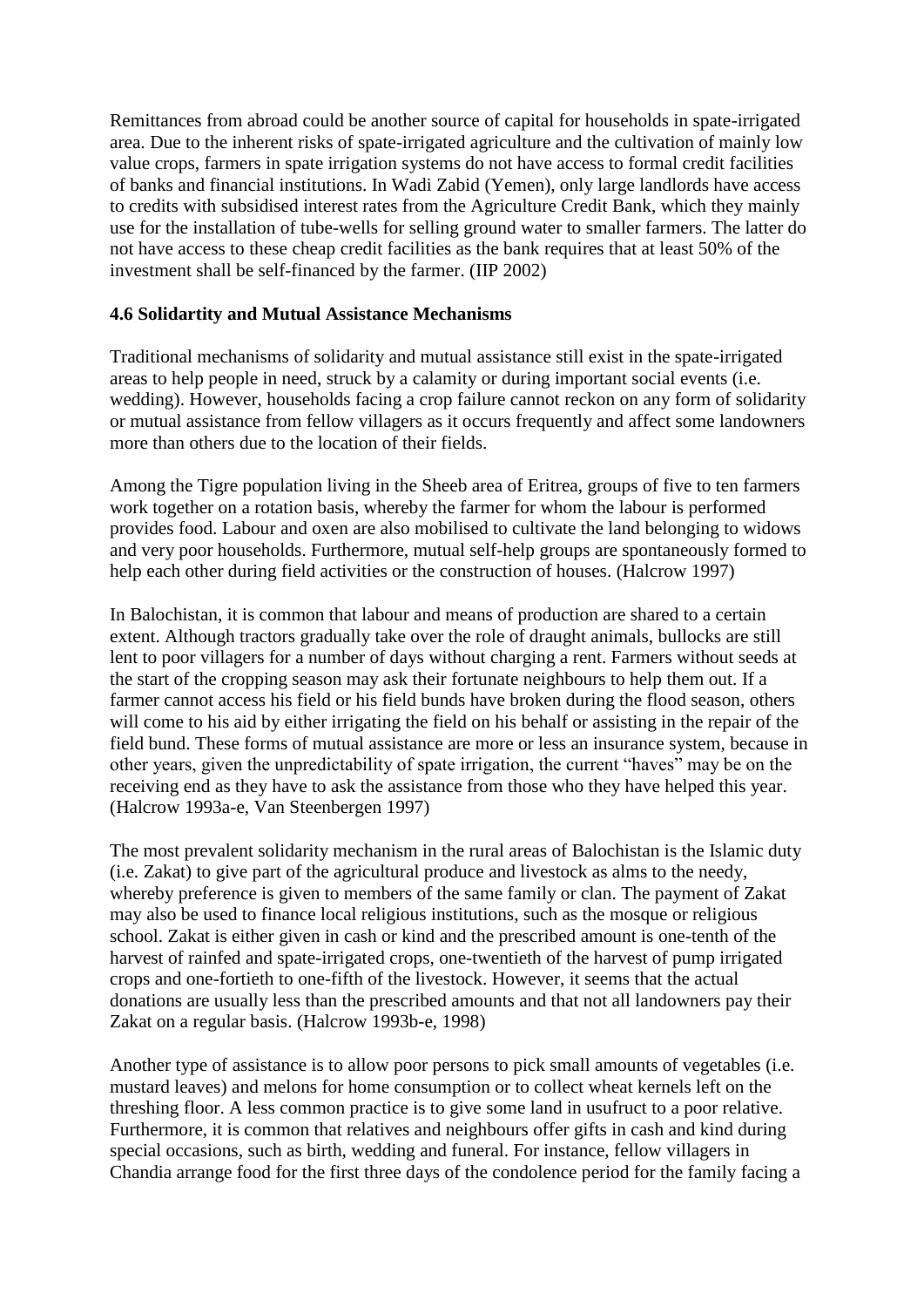Remittances from abroad could be another source of capital for households in spate-irrigated area. Due to the inherent risks of spate-irrigated agriculture and the cultivation of mainly low value crops, farmers in spate irrigation systems do not have access to formal credit facilities of banks and financial institutions. In Wadi Zabid (Yemen), only large landlords have access to credits with subsidised interest rates from the Agriculture Credit Bank, which they mainly use for the installation of tube-wells for selling ground water to smaller farmers. The latter do not have access to these cheap credit facilities as the bank requires that at least 50% of the investment shall be self-financed by the farmer. (IIP 2002)

#### 4.6 Solidartity and Mutual Assistance Mechanisms

Traditional mechanisms of solidarity and mutual assistance still exist in the spate-irrigated areas to help people in need, struck by a calamity or during important social events (i.e. wedding). However, households facing a crop failure cannot reckon on any form of solidarity or mutual assistance from fellow villagers as it occurs frequently and affect some landowners more than others due to the location of their fields.

Among the Tigre population living in the Sheeb area of Eritrea, groups of five to ten farmers work together on a rotation basis, whereby the farmer for whom the labour is performed provides food. Labour and oxen are also mobilised to cultivate the land belonging to widows and very poor households. Furthermore, mutual self-help groups are spontaneously formed to help each other during field activities or the construction of houses. (Halcrow 1997)

In Balochistan, it is common that labour and means of production are shared to a certain extent. Although tractors gradually take over the role of draught animals, bullocks are still lent to poor villagers for a number of days without charging a rent. Farmers without seeds at the start of the cropping season may ask their fortunate neighbours to help them out. If a farmer cannot access his field or his field bunds have broken during the flood season, others will come to his aid by either irrigating the field on his behalf or assisting in the repair of the field bund. These forms of mutual assistance are more or less an insurance system, because in other years, given the unpredictability of spate irrigation, the current "haves" may be on the receiving end as they have to ask the assistance from those who they have helped this year. (Halcrow 1993a-e, Van Steenbergen 1997)

The most prevalent solidarity mechanism in the rural areas of Balochistan is the Islamic duty (i.e. Zakat) to give part of the agricultural produce and livestock as alms to the needy, whereby preference is given to members of the same family or clan. The payment of Zakat may also be used to finance local religious institutions, such as the mosque or religious school. Zakat is either given in cash or kind and the prescribed amount is one-tenth of the harvest of rainfed and spate-irrigated crops, one-twentieth of the harvest of pump irrigated crops and one-fortieth to one-fifth of the livestock. However, it seems that the actual donations are usually less than the prescribed amounts and that not all landowners pay their Zakat on a regular basis. (Halcrow 1993b-e, 1998)

Another type of assistance is to allow poor persons to pick small amounts of vegetables (i.e. mustard leaves) and melons for home consumption or to collect wheat kernels left on the threshing floor. A less common practice is to give some land in usufruct to a poor relative. Furthermore, it is common that relatives and neighbours offer gifts in cash and kind during special occasions, such as birth, wedding and funeral. For instance, fellow villagers in Chandia arrange food for the first three days of the condolence period for the family facing a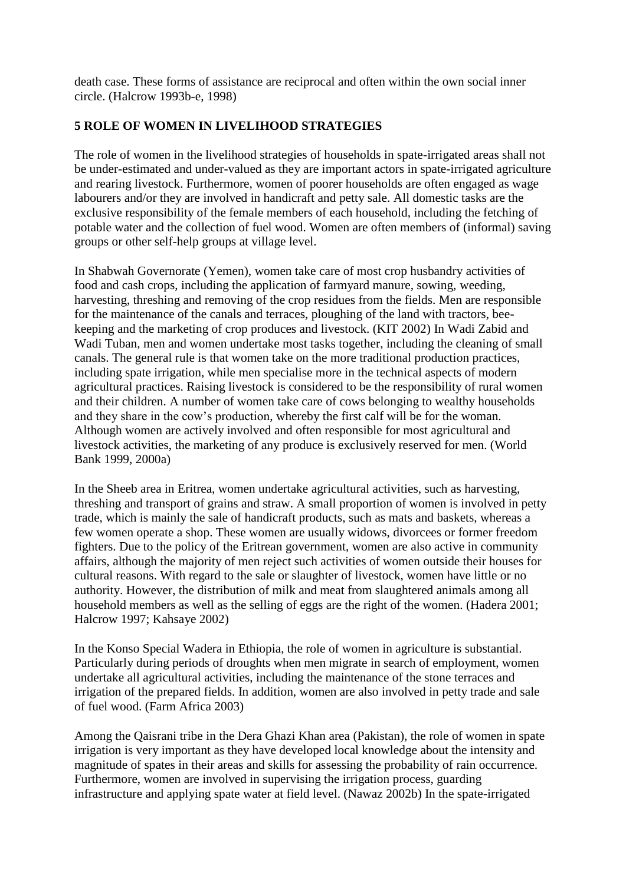death case. These forms of assistance are reciprocal and often within the own social inner circle. (Halcrow 1993b-e, 1998)

## 5 ROLE OF WOMEN IN LIVELIHOOD STRATEGIES

The role of women in the livelihood strategies of households in spate-irrigated areas shall not be under-estimated and under-valued as they are important actors in spate-irrigated agriculture and rearing livestock. Furthermore, women of poorer households are often engaged as wage labourers and/or they are involved in handicraft and petty sale. All domestic tasks are the exclusive responsibility of the female members of each household, including the fetching of potable water and the collection of fuel wood. Women are often members of (informal) saving groups or other self-help groups at village level.

In Shabwah Governorate (Yemen), women take care of most crop husbandry activities of food and cash crops, including the application of farmyard manure, sowing, weeding, harvesting, threshing and removing of the crop residues from the fields. Men are responsible for the maintenance of the canals and terraces, ploughing of the land with tractors, bee-keeping and the marketing of crop produces and livestock. (KIT 2002) In Wadi Zabid and Wadi Tuban, men and women undertake most tasks together, including the cleaning of small canals. The general rule is that women take on the more traditional production practices, including spate irrigation, while men specialise more in the technical aspects of modern agricultural practices. Raising livestock is considered to be the responsibility of rural women and their children. A number of women take care of cows belonging to wealthy households and they share in the cow's production, whereby the first calf will be for the woman. Although women are actively involved and often responsible for most agricultural and livestock activities, the marketing of any produce is exclusively reserved for men. (World Bank 1999, 2000a)

In the Sheeb area in Eritrea, women undertake agricultural activities, such as harvesting, threshing and transport of grains and straw. A small proportion of women is involved in petty trade, which is mainly the sale of handicraft products, such as mats and baskets, whereas a few women operate a shop. These women are usually widows, divorcees or former freedom fighters. Due to the policy of the Eritrean government, women are also active in community affairs, although the majority of men reject such activities of women outside their houses for cultural reasons. With regard to the sale or slaughter of livestock, women have little or no authority. However, the distribution of milk and meat from slaughtered animals among all household members as well as the selling of eggs are the right of the women. (Hadera 2001; Halcrow 1997; Kahsaye 2002)

In the Konso Special Wadera in Ethiopia, the role of women in agriculture is substantial. Particularly during periods of droughts when men migrate in search of employment, women undertake all agricultural activities, including the maintenance of the stone terraces and irrigation of the prepared fields. In addition, women are also involved in petty trade and sale of fuel wood. (Farm Africa 2003)

Among the Qaisrani tribe in the Dera Ghazi Khan area (Pakistan), the role of women in spate irrigation is very important as they have developed local knowledge about the intensity and magnitude of spates in their areas and skills for assessing the probability of rain occurrence. Furthermore, women are involved in supervising the irrigation process, guarding infrastructure and applying spate water at field level. (Nawaz 2002b) In the spate-irrigated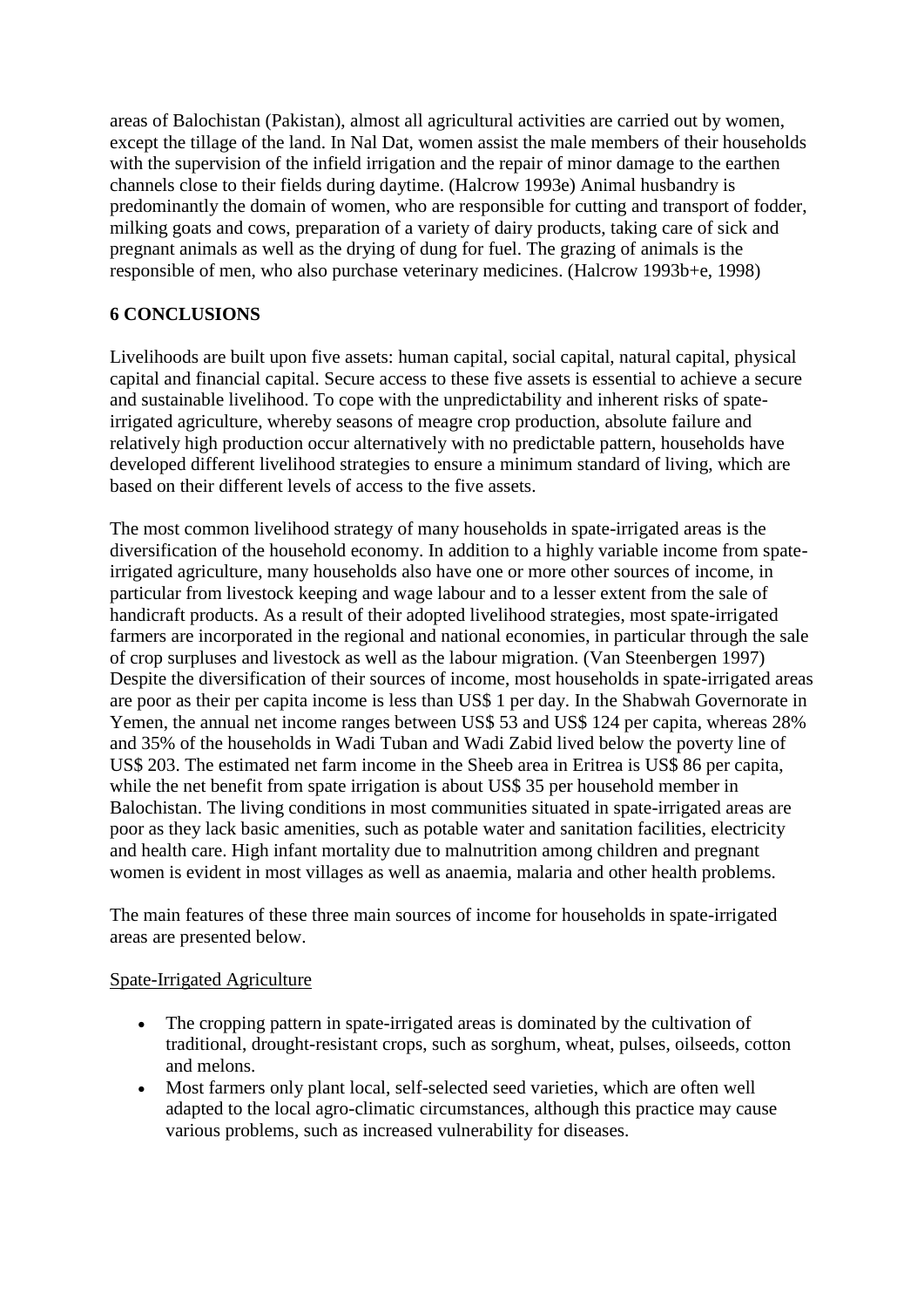areas of Balochistan (Pakistan), almost all agricultural activities are carried out by women, except the tillage of the land. In Nal Dat, women assist the male members of their households with the supervision of the infield irrigation and the repair of minor damage to the earthen channels close to their fields during daytime. (Halcrow 1993e) Animal husbandry is predominantly the domain of women, who are responsible for cutting and transport of fodder, milking goats and cows, preparation of a variety of dairy products, taking care of sick and pregnant animals as well as the drying of dung for fuel. The grazing of animals is the responsible of men, who also purchase veterinary medicines. (Halcrow 1993b+e, 1998)

## 6 CONCLUSIONS

Livelihoods are built upon five assets: human capital, social capital, natural capital, physical capital and financial capital. Secure access to these five assets is essential to achieve a secure and sustainable livelihood. To cope with the unpredictability and inherent risks of spate-irrigated agriculture, whereby seasons of meagre crop production, absolute failure and relatively high production occur alternatively with no predictable pattern, households have developed different livelihood strategies to ensure a minimum standard of living, which are based on their different levels of access to the five assets.

The most common livelihood strategy of many households in spate-irrigated areas is the diversification of the household economy. In addition to a highly variable income from spate-irrigated agriculture, many households also have one or more other sources of income, in particular from livestock keeping and wage labour and to a lesser extent from the sale of handicraft products. As a result of their adopted livelihood strategies, most spate-irrigated farmers are incorporated in the regional and national economies, in particular through the sale of crop surpluses and livestock as well as the labour migration. (Van Steenbergen 1997) Despite the diversification of their sources of income, most households in spate-irrigated areas are poor as their per capita income is less than US$ 1 per day. In the Shabwah Governorate in Yemen, the annual net income ranges between US$ 53 and US$ 124 per capita, whereas 28% and 35% of the households in Wadi Tuban and Wadi Zabid lived below the poverty line of US$ 203. The estimated net farm income in the Sheeb area in Eritrea is US$ 86 per capita, while the net benefit from spate irrigation is about US$ 35 per household member in Balochistan. The living conditions in most communities situated in spate-irrigated areas are poor as they lack basic amenities, such as potable water and sanitation facilities, electricity and health care. High infant mortality due to malnutrition among children and pregnant women is evident in most villages as well as anaemia, malaria and other health problems.

The main features of these three main sources of income for households in spate-irrigated areas are presented below.

<u>Spate-Irrigated Agriculture</u>

- The cropping pattern in spate-irrigated areas is dominated by the cultivation of traditional, drought-resistant crops, such as sorghum, wheat, pulses, oilseeds, cotton and melons.
- Most farmers only plant local, self-selected seed varieties, which are often well adapted to the local agro-climatic circumstances, although this practice may cause various problems, such as increased vulnerability for diseases.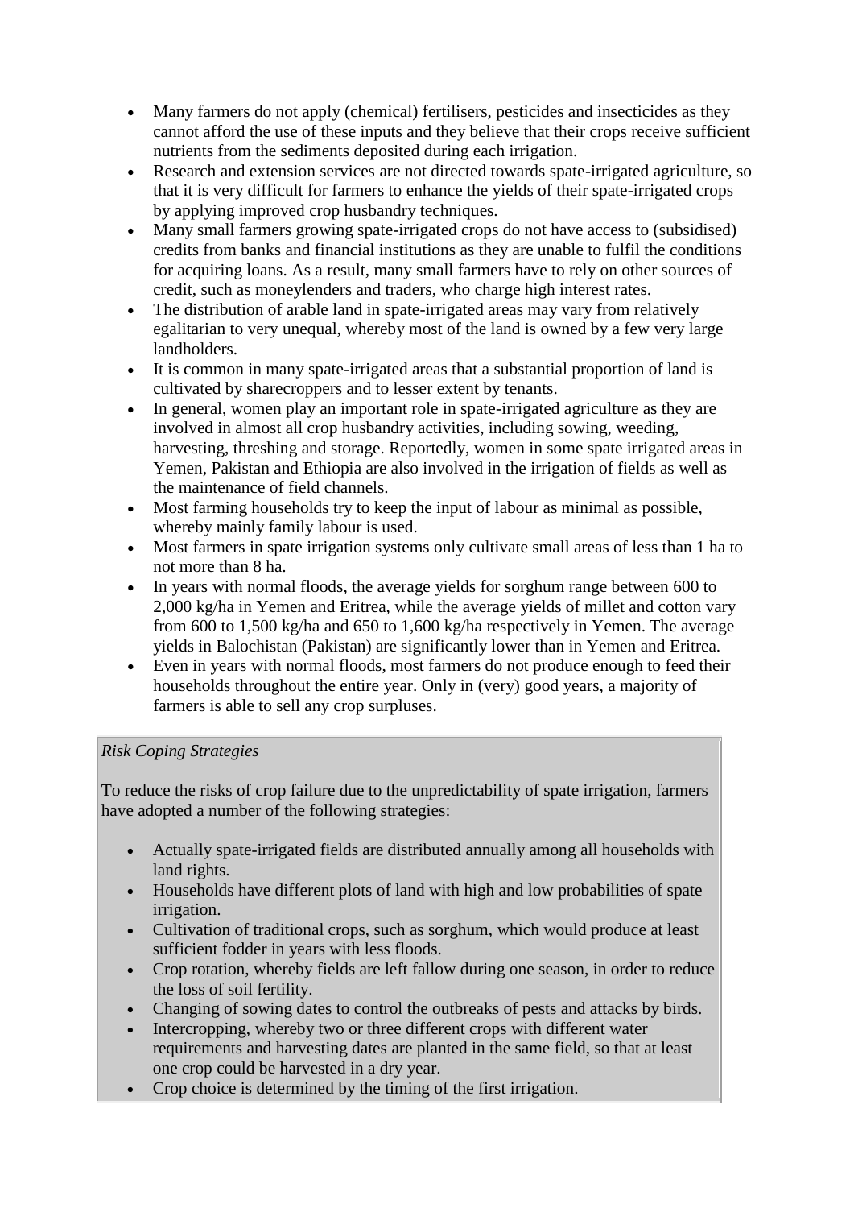- Many farmers do not apply (chemical) fertilisers, pesticides and insecticides as they cannot afford the use of these inputs and they believe that their crops receive sufficient nutrients from the sediments deposited during each irrigation.
- Research and extension services are not directed towards spate-irrigated agriculture, so that it is very difficult for farmers to enhance the yields of their spate-irrigated crops by applying improved crop husbandry techniques.
- Many small farmers growing spate-irrigated crops do not have access to (subsidised) credits from banks and financial institutions as they are unable to fulfil the conditions for acquiring loans. As a result, many small farmers have to rely on other sources of credit, such as moneylenders and traders, who charge high interest rates.
- The distribution of arable land in spate-irrigated areas may vary from relatively egalitarian to very unequal, whereby most of the land is owned by a few very large landholders.
- It is common in many spate-irrigated areas that a substantial proportion of land is cultivated by sharecroppers and to lesser extent by tenants.
- In general, women play an important role in spate-irrigated agriculture as they are involved in almost all crop husbandry activities, including sowing, weeding, harvesting, threshing and storage. Reportedly, women in some spate irrigated areas in Yemen, Pakistan and Ethiopia are also involved in the irrigation of fields as well as the maintenance of field channels.
- Most farming households try to keep the input of labour as minimal as possible, whereby mainly family labour is used.
- Most farmers in spate irrigation systems only cultivate small areas of less than 1 ha to not more than 8 ha.
- In years with normal floods, the average yields for sorghum range between 600 to 2,000 kg/ha in Yemen and Eritrea, while the average yields of millet and cotton vary from 600 to 1,500 kg/ha and 650 to 1,600 kg/ha respectively in Yemen. The average yields in Balochistan (Pakistan) are significantly lower than in Yemen and Eritrea.
- Even in years with normal floods, most farmers do not produce enough to feed their households throughout the entire year. Only in (very) good years, a majority of farmers is able to sell any crop surpluses.

*Risk Coping Strategies*

To reduce the risks of crop failure due to the unpredictability of spate irrigation, farmers have adopted a number of the following strategies:

- Actually spate-irrigated fields are distributed annually among all households with land rights.
- Households have different plots of land with high and low probabilities of spate irrigation.
- Cultivation of traditional crops, such as sorghum, which would produce at least sufficient fodder in years with less floods.
- Crop rotation, whereby fields are left fallow during one season, in order to reduce the loss of soil fertility.
- Changing of sowing dates to control the outbreaks of pests and attacks by birds.
- Intercropping, whereby two or three different crops with different water requirements and harvesting dates are planted in the same field, so that at least one crop could be harvested in a dry year.
- Crop choice is determined by the timing of the first irrigation.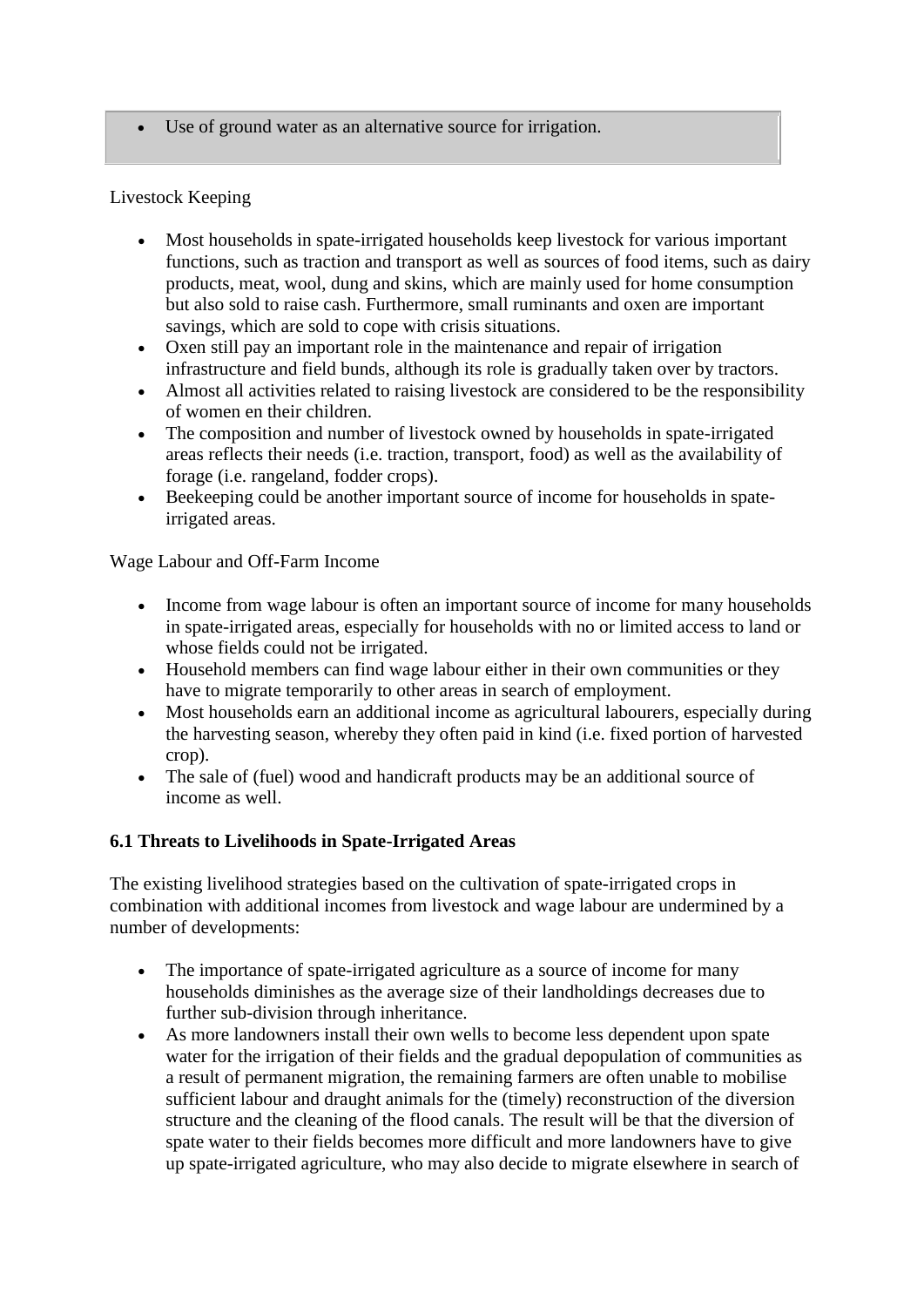- Use of ground water as an alternative source for irrigation.

Livestock Keeping

- Most households in spate-irrigated households keep livestock for various important functions, such as traction and transport as well as sources of food items, such as dairy products, meat, wool, dung and skins, which are mainly used for home consumption but also sold to raise cash. Furthermore, small ruminants and oxen are important savings, which are sold to cope with crisis situations.
- Oxen still pay an important role in the maintenance and repair of irrigation infrastructure and field bunds, although its role is gradually taken over by tractors.
- Almost all activities related to raising livestock are considered to be the responsibility of women en their children.
- The composition and number of livestock owned by households in spate-irrigated areas reflects their needs (i.e. traction, transport, food) as well as the availability of forage (i.e. rangeland, fodder crops).
- Beekeeping could be another important source of income for households in spate-irrigated areas.

Wage Labour and Off-Farm Income

- Income from wage labour is often an important source of income for many households in spate-irrigated areas, especially for households with no or limited access to land or whose fields could not be irrigated.
- Household members can find wage labour either in their own communities or they have to migrate temporarily to other areas in search of employment.
- Most households earn an additional income as agricultural labourers, especially during the harvesting season, whereby they often paid in kind (i.e. fixed portion of harvested crop).
- The sale of (fuel) wood and handicraft products may be an additional source of income as well.

### 6.1 Threats to Livelihoods in Spate-Irrigated Areas

The existing livelihood strategies based on the cultivation of spate-irrigated crops in combination with additional incomes from livestock and wage labour are undermined by a number of developments:

- The importance of spate-irrigated agriculture as a source of income for many households diminishes as the average size of their landholdings decreases due to further sub-division through inheritance.
- As more landowners install their own wells to become less dependent upon spate water for the irrigation of their fields and the gradual depopulation of communities as a result of permanent migration, the remaining farmers are often unable to mobilise sufficient labour and draught animals for the (timely) reconstruction of the diversion structure and the cleaning of the flood canals. The result will be that the diversion of spate water to their fields becomes more difficult and more landowners have to give up spate-irrigated agriculture, who may also decide to migrate elsewhere in search of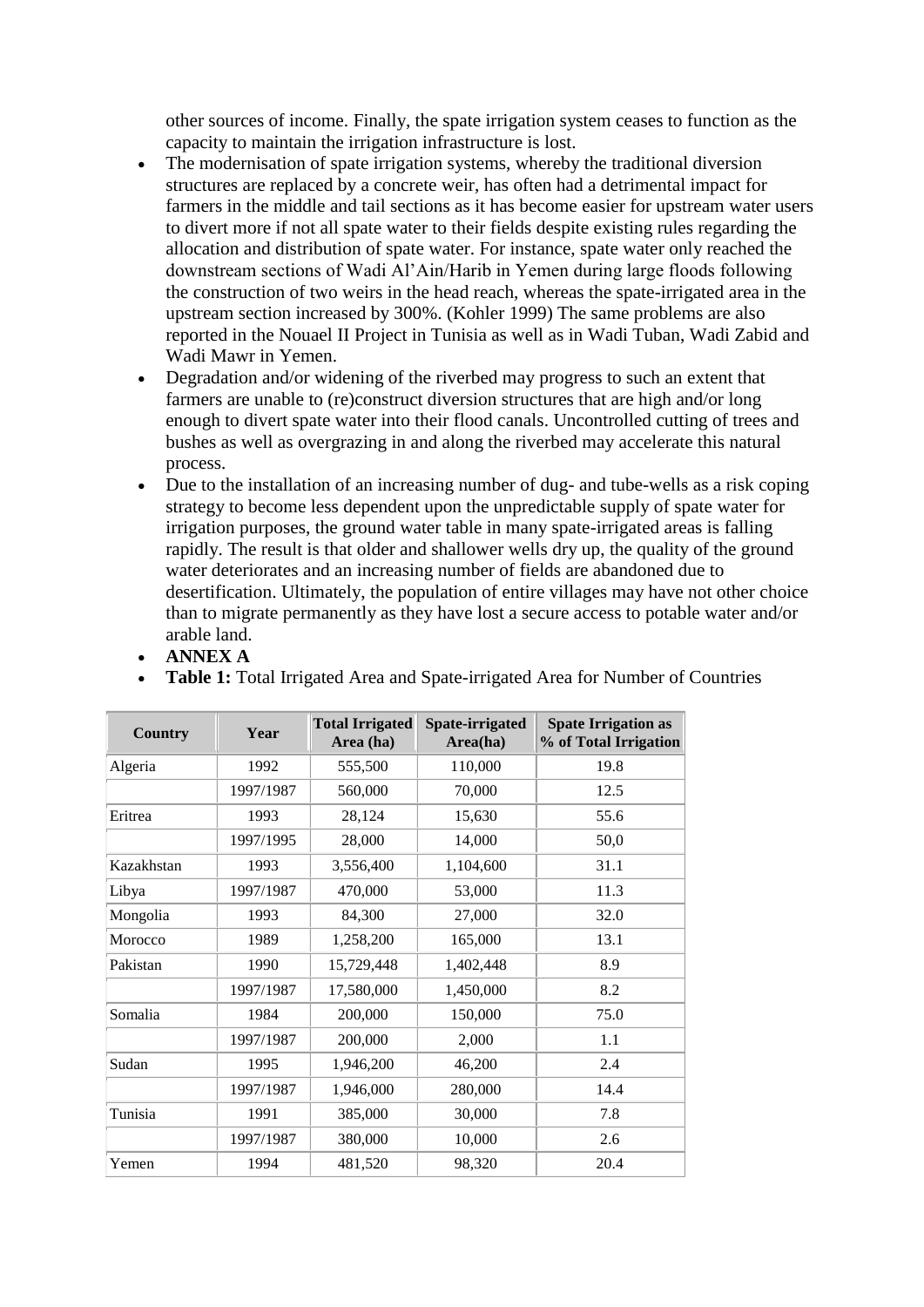other sources of income. Finally, the spate irrigation system ceases to function as the capacity to maintain the irrigation infrastructure is lost.

- The modernisation of spate irrigation systems, whereby the traditional diversion structures are replaced by a concrete weir, has often had a detrimental impact for farmers in the middle and tail sections as it has become easier for upstream water users to divert more if not all spate water to their fields despite existing rules regarding the allocation and distribution of spate water. For instance, spate water only reached the downstream sections of Wadi Al'Ain/Harib in Yemen during large floods following the construction of two weirs in the head reach, whereas the spate-irrigated area in the upstream section increased by 300%. (Kohler 1999) The same problems are also reported in the Nouael II Project in Tunisia as well as in Wadi Tuban, Wadi Zabid and Wadi Mawr in Yemen.
- Degradation and/or widening of the riverbed may progress to such an extent that farmers are unable to (re)construct diversion structures that are high and/or long enough to divert spate water into their flood canals. Uncontrolled cutting of trees and bushes as well as overgrazing in and along the riverbed may accelerate this natural process.
- Due to the installation of an increasing number of dug- and tube-wells as a risk coping strategy to become less dependent upon the unpredictable supply of spate water for irrigation purposes, the ground water table in many spate-irrigated areas is falling rapidly. The result is that older and shallower wells dry up, the quality of the ground water deteriorates and an increasing number of fields are abandoned due to desertification. Ultimately, the population of entire villages may have not other choice than to migrate permanently as they have lost a secure access to potable water and/or arable land.
- **ANNEX A**
- **Table 1:** Total Irrigated Area and Spate-irrigated Area for Number of Countries

| Country | Year | Total Irrigated Area (ha) | Spate-irrigated Area(ha) | Spate Irrigation as % of Total Irrigation |
|---|---|---|---|---|
| Algeria | 1992 | 555,500 | 110,000 | 19.8 |
| | 1997/1987 | 560,000 | 70,000 | 12.5 |
| Eritrea | 1993 | 28,124 | 15,630 | 55.6 |
| | 1997/1995 | 28,000 | 14,000 | 50,0 |
| Kazakhstan | 1993 | 3,556,400 | 1,104,600 | 31.1 |
| Libya | 1997/1987 | 470,000 | 53,000 | 11.3 |
| Mongolia | 1993 | 84,300 | 27,000 | 32.0 |
| Morocco | 1989 | 1,258,200 | 165,000 | 13.1 |
| Pakistan | 1990 | 15,729,448 | 1,402,448 | 8.9 |
| | 1997/1987 | 17,580,000 | 1,450,000 | 8.2 |
| Somalia | 1984 | 200,000 | 150,000 | 75.0 |
| | 1997/1987 | 200,000 | 2,000 | 1.1 |
| Sudan | 1995 | 1,946,200 | 46,200 | 2.4 |
| | 1997/1987 | 1,946,000 | 280,000 | 14.4 |
| Tunisia | 1991 | 385,000 | 30,000 | 7.8 |
| | 1997/1987 | 380,000 | 10,000 | 2.6 |
| Yemen | 1994 | 481,520 | 98,320 | 20.4 |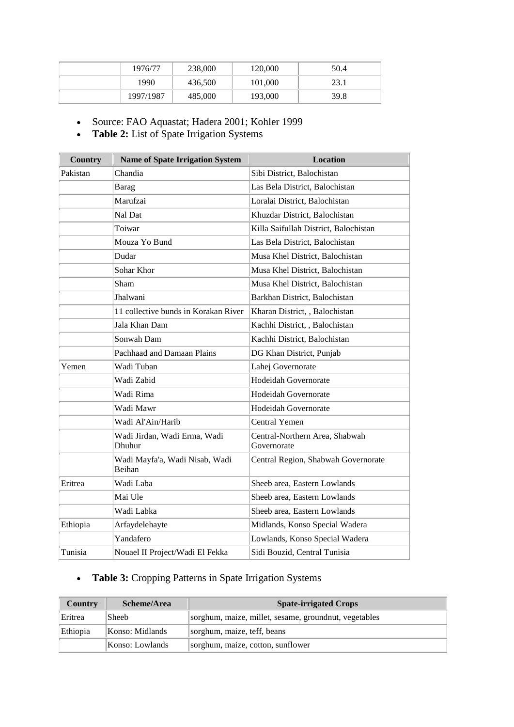|  | 1976/77 | 238,000 | 120,000 | 50.4 |
|---|---|---|---|---|
|  | 1990 | 436,500 | 101,000 | 23.1 |
|  | 1997/1987 | 485,000 | 193,000 | 39.8 |

- Source: FAO Aquastat; Hadera 2001; Kohler 1999
- **Table 2:** List of Spate Irrigation Systems

| Country | Name of Spate Irrigation System | Location |
|---|---|---|
| Pakistan | Chandia | Sibi District, Balochistan |
|  | Barag | Las Bela District, Balochistan |
|  | Marufzai | Loralai District, Balochistan |
|  | Nal Dat | Khuzdar District, Balochistan |
|  | Toiwar | Killa Saifullah District, Balochistan |
|  | Mouza Yo Bund | Las Bela District, Balochistan |
|  | Dudar | Musa Khel District, Balochistan |
|  | Sohar Khor | Musa Khel District, Balochistan |
|  | Sham | Musa Khel District, Balochistan |
|  | Jhalwani | Barkhan District, Balochistan |
|  | 11 collective bunds in Korakan River | Kharan District, , Balochistan |
|  | Jala Khan Dam | Kachhi District, , Balochistan |
|  | Sonwah Dam | Kachhi District, Balochistan |
|  | Pachhaad and Damaan Plains | DG Khan District, Punjab |
| Yemen | Wadi Tuban | Lahej Governorate |
|  | Wadi Zabid | Hodeidah Governorate |
|  | Wadi Rima | Hodeidah Governorate |
|  | Wadi Mawr | Hodeidah Governorate |
|  | Wadi Al'Ain/Harib | Central Yemen |
|  | Wadi Jirdan, Wadi Erma, Wadi Dhuhur | Central-Northern Area, Shabwah Governorate |
|  | Wadi Mayfa'a, Wadi Nisab, Wadi Beihan | Central Region, Shabwah Governorate |
| Eritrea | Wadi Laba | Sheeb area, Eastern Lowlands |
|  | Mai Ule | Sheeb area, Eastern Lowlands |
|  | Wadi Labka | Sheeb area, Eastern Lowlands |
| Ethiopia | Arfaydelehayte | Midlands, Konso Special Wadera |
|  | Yandafero | Lowlands, Konso Special Wadera |
| Tunisia | Nouael II Project/Wadi El Fekka | Sidi Bouzid, Central Tunisia |

- **Table 3:** Cropping Patterns in Spate Irrigation Systems

| Country | Scheme/Area | Spate-irrigated Crops |
|---|---|---|
| Eritrea | Sheeb | sorghum, maize, millet, sesame, groundnut, vegetables |
| Ethiopia | Konso: Midlands | sorghum, maize, teff, beans |
|  | Konso: Lowlands | sorghum, maize, cotton, sunflower |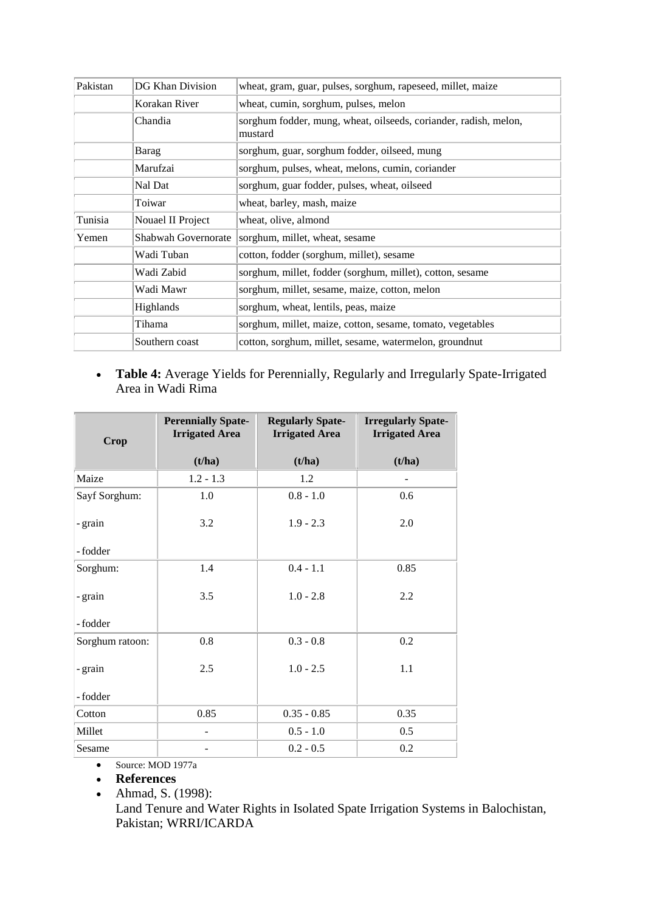| Pakistan | DG Khan Division | wheat, gram, guar, pulses, sorghum, rapeseed, millet, maize |
|---|---|---|
| | Korakan River | wheat, cumin, sorghum, pulses, melon |
| | Chandia | sorghum fodder, mung, wheat, oilseeds, coriander, radish, melon, mustard |
| | Barag | sorghum, guar, sorghum fodder, oilseed, mung |
| | Marufzai | sorghum, pulses, wheat, melons, cumin, coriander |
| | Nal Dat | sorghum, guar fodder, pulses, wheat, oilseed |
| | Toiwar | wheat, barley, mash, maize |
| Tunisia | Nouael II Project | wheat, olive, almond |
| Yemen | Shabwah Governorate | sorghum, millet, wheat, sesame |
| | Wadi Tuban | cotton, fodder (sorghum, millet), sesame |
| | Wadi Zabid | sorghum, millet, fodder (sorghum, millet), cotton, sesame |
| | Wadi Mawr | sorghum, millet, sesame, maize, cotton, melon |
| | Highlands | sorghum, wheat, lentils, peas, maize |
| | Tihama | sorghum, millet, maize, cotton, sesame, tomato, vegetables |
| | Southern coast | cotton, sorghum, millet, sesame, watermelon, groundnut |

- **Table 4:** Average Yields for Perennially, Regularly and Irregularly Spate-Irrigated Area in Wadi Rima

| Crop | Perennially Spate-Irrigated Area (t/ha) | Regularly Spate-Irrigated Area (t/ha) | Irregularly Spate-Irrigated Area (t/ha) |
|---|---|---|---|
| Maize | 1.2 - 1.3 | 1.2 | - |
| Sayf Sorghum: | | | |
| - grain | 1.0 | 0.8 - 1.0 | 0.6 |
| - fodder | 3.2 | 1.9 - 2.3 | 2.0 |
| Sorghum: | | | |
| - grain | 1.4 | 0.4 - 1.1 | 0.85 |
| - fodder | 3.5 | 1.0 - 2.8 | 2.2 |
| Sorghum ratoon: | | | |
| - grain | 0.8 | 0.3 - 0.8 | 0.2 |
| - fodder | 2.5 | 1.0 - 2.5 | 1.1 |
| Cotton | 0.85 | 0.35 - 0.85 | 0.35 |
| Millet | - | 0.5 - 1.0 | 0.5 |
| Sesame | - | 0.2 - 0.5 | 0.2 |

- Source: MOD 1977a
- **References**
- Ahmad, S. (1998):
  Land Tenure and Water Rights in Isolated Spate Irrigation Systems in Balochistan, Pakistan; WRRI/ICARDA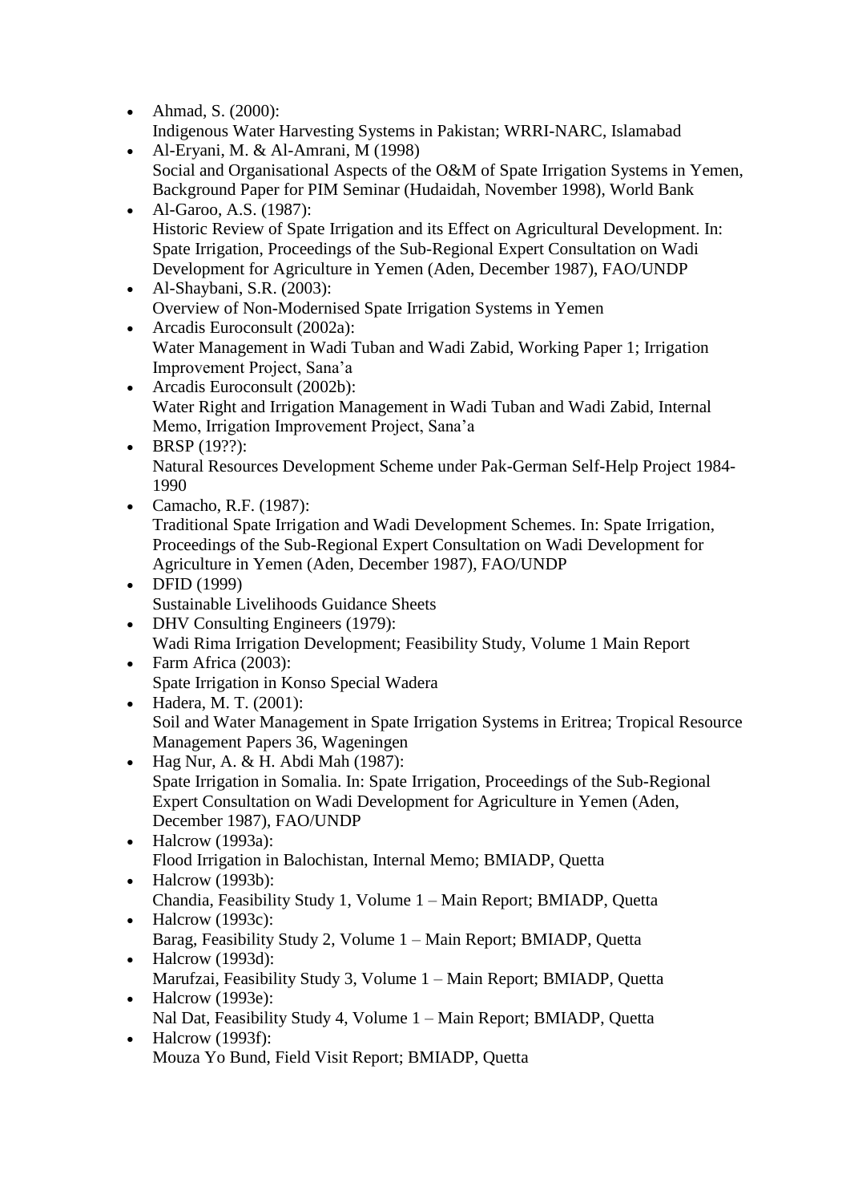- Ahmad, S. (2000):
  Indigenous Water Harvesting Systems in Pakistan; WRRI-NARC, Islamabad
- Al-Eryani, M. & Al-Amrani, M (1998)
  Social and Organisational Aspects of the O&M of Spate Irrigation Systems in Yemen, Background Paper for PIM Seminar (Hudaidah, November 1998), World Bank
- Al-Garoo, A.S. (1987):
  Historic Review of Spate Irrigation and its Effect on Agricultural Development. In: Spate Irrigation, Proceedings of the Sub-Regional Expert Consultation on Wadi Development for Agriculture in Yemen (Aden, December 1987), FAO/UNDP
- Al-Shaybani, S.R. (2003):
  Overview of Non-Modernised Spate Irrigation Systems in Yemen
- Arcadis Euroconsult (2002a):
  Water Management in Wadi Tuban and Wadi Zabid, Working Paper 1; Irrigation Improvement Project, Sana'a
- Arcadis Euroconsult (2002b):
  Water Right and Irrigation Management in Wadi Tuban and Wadi Zabid, Internal Memo, Irrigation Improvement Project, Sana'a
- BRSP (19??):
  Natural Resources Development Scheme under Pak-German Self-Help Project 1984-1990
- Camacho, R.F. (1987):
  Traditional Spate Irrigation and Wadi Development Schemes. In: Spate Irrigation, Proceedings of the Sub-Regional Expert Consultation on Wadi Development for Agriculture in Yemen (Aden, December 1987), FAO/UNDP
- DFID (1999)
  Sustainable Livelihoods Guidance Sheets
- DHV Consulting Engineers (1979):
  Wadi Rima Irrigation Development; Feasibility Study, Volume 1 Main Report
- Farm Africa (2003):
  Spate Irrigation in Konso Special Wadera
- Hadera, M. T. (2001):
  Soil and Water Management in Spate Irrigation Systems in Eritrea; Tropical Resource Management Papers 36, Wageningen
- Hag Nur, A. & H. Abdi Mah (1987):
  Spate Irrigation in Somalia. In: Spate Irrigation, Proceedings of the Sub-Regional Expert Consultation on Wadi Development for Agriculture in Yemen (Aden, December 1987), FAO/UNDP
- Halcrow (1993a):
  Flood Irrigation in Balochistan, Internal Memo; BMIADP, Quetta
- Halcrow (1993b):
  Chandia, Feasibility Study 1, Volume 1 – Main Report; BMIADP, Quetta
- Halcrow (1993c):
  Barag, Feasibility Study 2, Volume 1 – Main Report; BMIADP, Quetta
- Halcrow (1993d):
  Marufzai, Feasibility Study 3, Volume 1 – Main Report; BMIADP, Quetta
- Halcrow (1993e):
  Nal Dat, Feasibility Study 4, Volume 1 – Main Report; BMIADP, Quetta
- Halcrow (1993f):
  Mouza Yo Bund, Field Visit Report; BMIADP, Quetta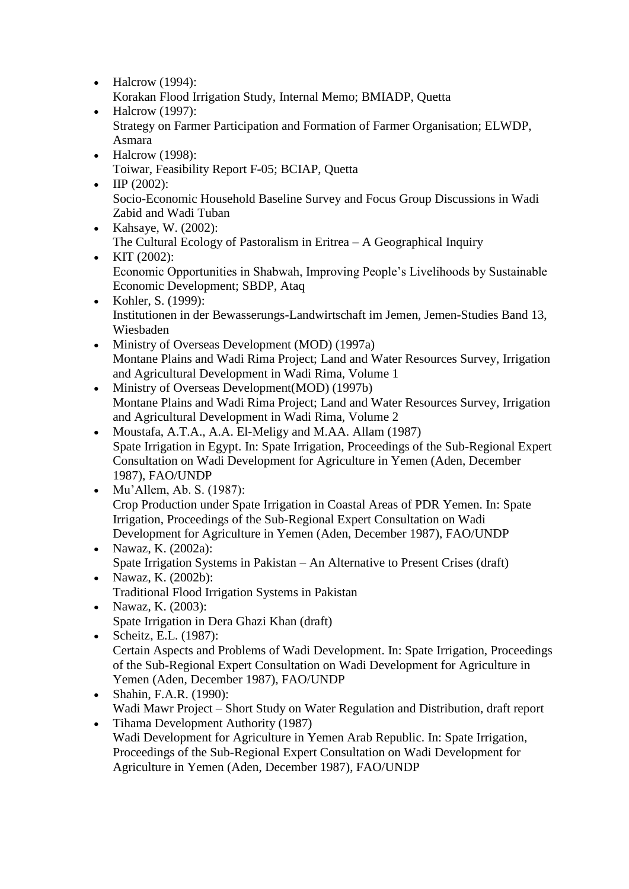- Halcrow (1994):
  Korakan Flood Irrigation Study, Internal Memo; BMIADP, Quetta
- Halcrow (1997):
  Strategy on Farmer Participation and Formation of Farmer Organisation; ELWDP, Asmara
- Halcrow (1998):
  Toiwar, Feasibility Report F-05; BCIAP, Quetta
- IIP (2002):
  Socio-Economic Household Baseline Survey and Focus Group Discussions in Wadi Zabid and Wadi Tuban
- Kahsaye, W. (2002):
  The Cultural Ecology of Pastoralism in Eritrea – A Geographical Inquiry
- KIT (2002):
  Economic Opportunities in Shabwah, Improving People's Livelihoods by Sustainable Economic Development; SBDP, Ataq
- Kohler, S. (1999):
  Institutionen in der Bewasserungs-Landwirtschaft im Jemen, Jemen-Studies Band 13, Wiesbaden
- Ministry of Overseas Development (MOD) (1997a)
  Montane Plains and Wadi Rima Project; Land and Water Resources Survey, Irrigation and Agricultural Development in Wadi Rima, Volume 1
- Ministry of Overseas Development(MOD) (1997b)
  Montane Plains and Wadi Rima Project; Land and Water Resources Survey, Irrigation and Agricultural Development in Wadi Rima, Volume 2
- Moustafa, A.T.A., A.A. El-Meligy and M.AA. Allam (1987)
  Spate Irrigation in Egypt. In: Spate Irrigation, Proceedings of the Sub-Regional Expert Consultation on Wadi Development for Agriculture in Yemen (Aden, December 1987), FAO/UNDP
- Mu'Allem, Ab. S. (1987):
  Crop Production under Spate Irrigation in Coastal Areas of PDR Yemen. In: Spate Irrigation, Proceedings of the Sub-Regional Expert Consultation on Wadi Development for Agriculture in Yemen (Aden, December 1987), FAO/UNDP
- Nawaz, K. (2002a):
  Spate Irrigation Systems in Pakistan – An Alternative to Present Crises (draft)
- Nawaz, K. (2002b):
  Traditional Flood Irrigation Systems in Pakistan
- Nawaz, K. (2003):
  Spate Irrigation in Dera Ghazi Khan (draft)
- Scheitz, E.L. (1987):
  Certain Aspects and Problems of Wadi Development. In: Spate Irrigation, Proceedings of the Sub-Regional Expert Consultation on Wadi Development for Agriculture in Yemen (Aden, December 1987), FAO/UNDP
- Shahin, F.A.R. (1990):
  Wadi Mawr Project – Short Study on Water Regulation and Distribution, draft report
- Tihama Development Authority (1987)
  Wadi Development for Agriculture in Yemen Arab Republic. In: Spate Irrigation, Proceedings of the Sub-Regional Expert Consultation on Wadi Development for Agriculture in Yemen (Aden, December 1987), FAO/UNDP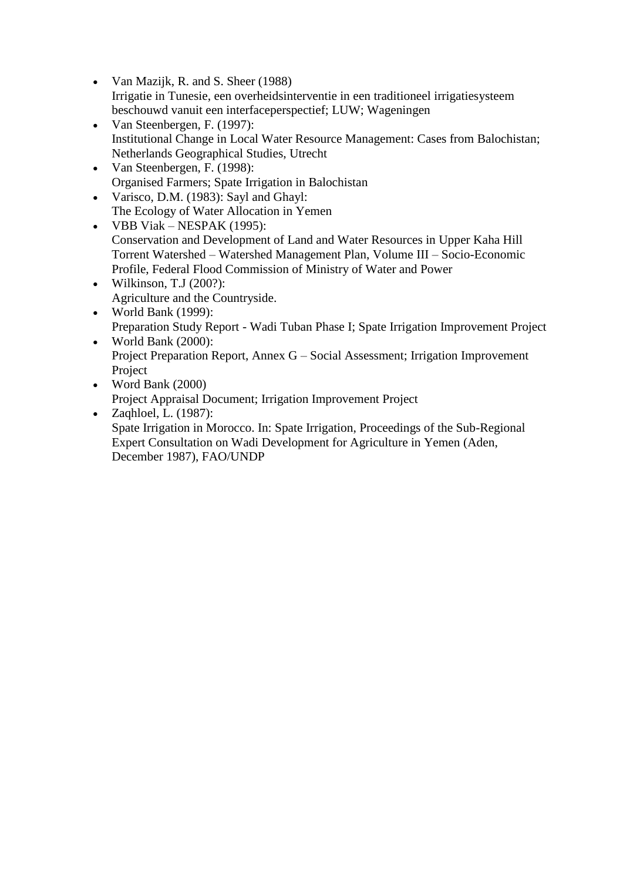- Van Mazijk, R. and S. Sheer (1988)
  Irrigatie in Tunesie, een overheidsinterventie in een traditioneel irrigatiesysteem beschouwd vanuit een interfaceperspectief; LUW; Wageningen
- Van Steenbergen, F. (1997):
  Institutional Change in Local Water Resource Management: Cases from Balochistan; Netherlands Geographical Studies, Utrecht
- Van Steenbergen, F. (1998):
  Organised Farmers; Spate Irrigation in Balochistan
- Varisco, D.M. (1983): Sayl and Ghayl:
  The Ecology of Water Allocation in Yemen
- VBB Viak – NESPAK (1995):
  Conservation and Development of Land and Water Resources in Upper Kaha Hill Torrent Watershed – Watershed Management Plan, Volume III – Socio-Economic Profile, Federal Flood Commission of Ministry of Water and Power
- Wilkinson, T.J (200?):
  Agriculture and the Countryside.
- World Bank (1999):
  Preparation Study Report - Wadi Tuban Phase I; Spate Irrigation Improvement Project
- World Bank (2000):
  Project Preparation Report, Annex G – Social Assessment; Irrigation Improvement Project
- Word Bank (2000)
  Project Appraisal Document; Irrigation Improvement Project
- Zaqhloel, L. (1987):
  Spate Irrigation in Morocco. In: Spate Irrigation, Proceedings of the Sub-Regional Expert Consultation on Wadi Development for Agriculture in Yemen (Aden, December 1987), FAO/UNDP